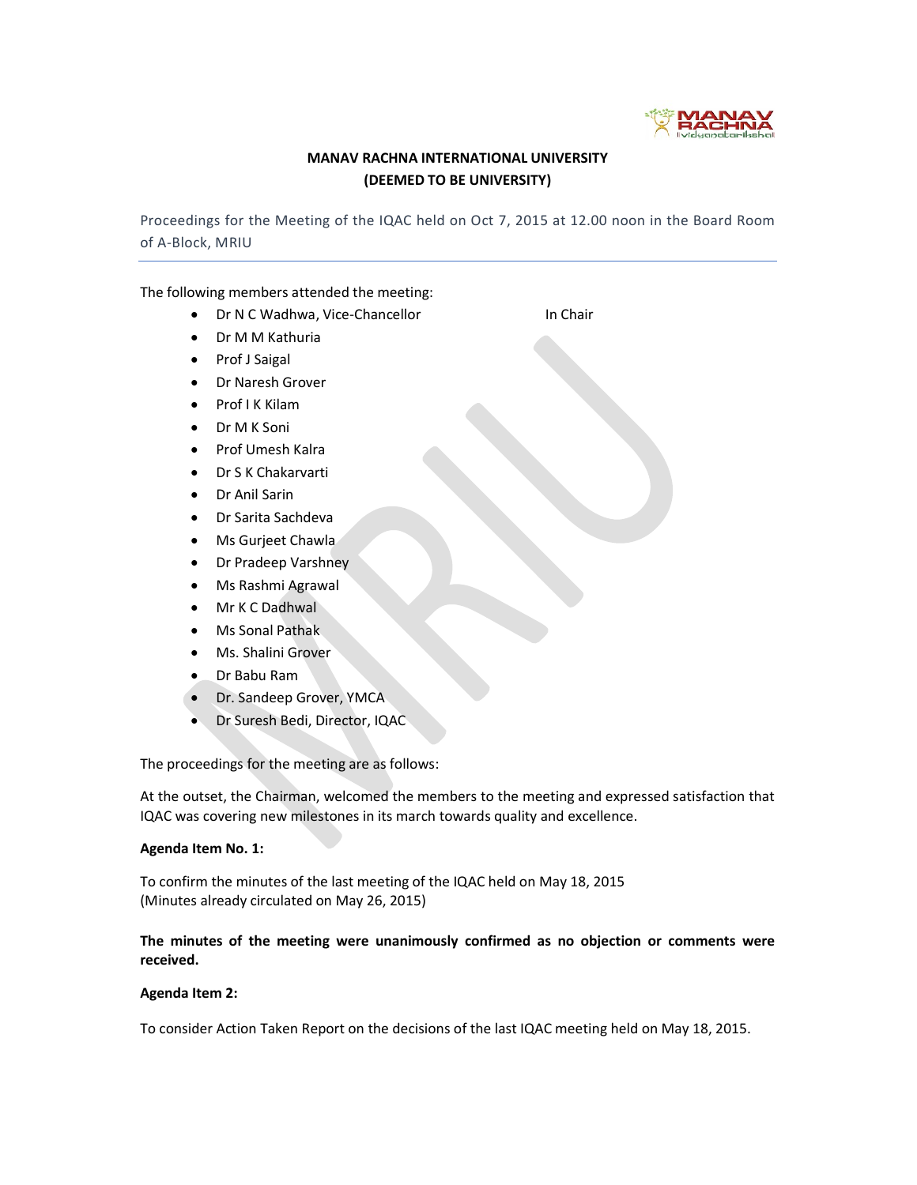# MANAV RACHNA INTERNATIONAL UNIVERSITY
## (DEEMED TO BE UNIVERSITY)

Proceedings for the Meeting of the IQAC held on Oct 7, 2015 at 12.00 noon in the Board Room of A-Block, MRIU

The following members attended the meeting:

- Dr N C Wadhwa, Vice-Chancellor — In Chair
- Dr M M Kathuria
- Prof J Saigal
- Dr Naresh Grover
- Prof I K Kilam
- Dr M K Soni
- Prof Umesh Kalra
- Dr S K Chakarvarti
- Dr Anil Sarin
- Dr Sarita Sachdeva
- Ms Gurjeet Chawla
- Dr Pradeep Varshney
- Ms Rashmi Agrawal
- Mr K C Dadhwal
- Ms Sonal Pathak
- Ms. Shalini Grover
- Dr Babu Ram
- Dr. Sandeep Grover, YMCA
- Dr Suresh Bedi, Director, IQAC

The proceedings for the meeting are as follows:

At the outset, the Chairman, welcomed the members to the meeting and expressed satisfaction that IQAC was covering new milestones in its march towards quality and excellence.

**Agenda Item No. 1:**

To confirm the minutes of the last meeting of the IQAC held on May 18, 2015
(Minutes already circulated on May 26, 2015)

**The minutes of the meeting were unanimously confirmed as no objection or comments were received.**

**Agenda Item 2:**

To consider Action Taken Report on the decisions of the last IQAC meeting held on May 18, 2015.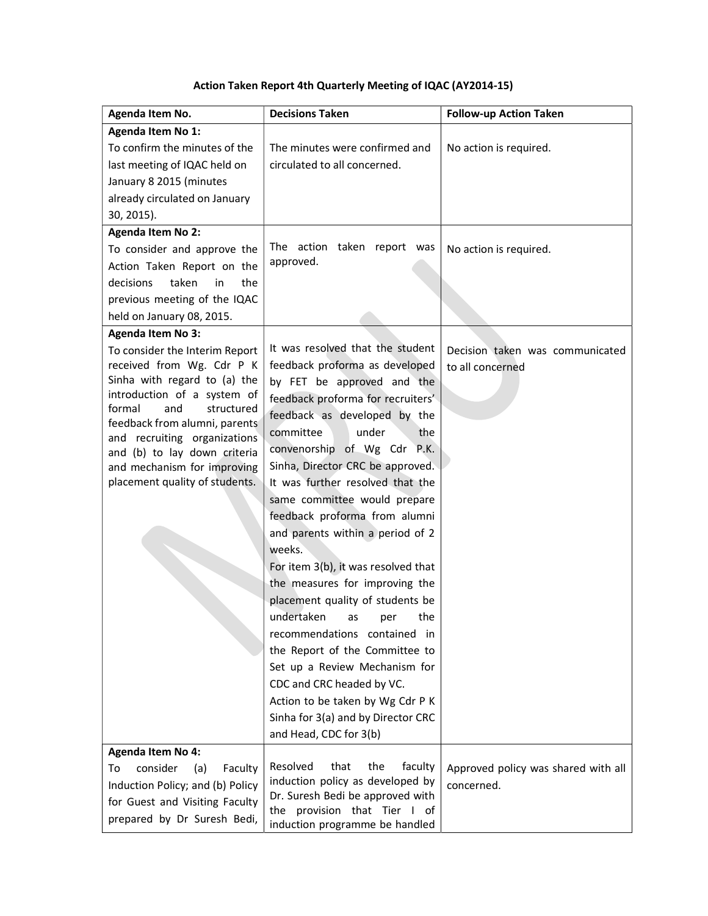**Action Taken Report 4th Quarterly Meeting of IQAC (AY2014-15)**

| Agenda Item No. | Decisions Taken | Follow-up Action Taken |
|---|---|---|
| **Agenda Item No 1:** To confirm the minutes of the last meeting of IQAC held on January 8 2015 (minutes already circulated on January 30, 2015). | The minutes were confirmed and circulated to all concerned. | No action is required. |
| **Agenda Item No 2:** To consider and approve the Action Taken Report on the decisions taken in the previous meeting of the IQAC held on January 08, 2015. | The action taken report was approved. | No action is required. |
| **Agenda Item No 3:** To consider the Interim Report received from Wg. Cdr P K Sinha with regard to (a) the introduction of a system of formal and structured feedback from alumni, parents and recruiting organizations and (b) to lay down criteria and mechanism for improving placement quality of students. | It was resolved that the student feedback proforma as developed by FET be approved and the feedback proforma for recruiters' feedback as developed by the committee under the convenorship of Wg Cdr P.K. Sinha, Director CRC be approved. It was further resolved that the same committee would prepare feedback proforma from alumni and parents within a period of 2 weeks. For item 3(b), it was resolved that the measures for improving the placement quality of students be undertaken as per the recommendations contained in the Report of the Committee to Set up a Review Mechanism for CDC and CRC headed by VC. Action to be taken by Wg Cdr P K Sinha for 3(a) and by Director CRC and Head, CDC for 3(b) | Decision taken was communicated to all concerned |
| **Agenda Item No 4:** To consider (a) Faculty Induction Policy; and (b) Policy for Guest and Visiting Faculty prepared by Dr Suresh Bedi, | Resolved that the faculty induction policy as developed by Dr. Suresh Bedi be approved with the provision that Tier I of induction programme be handled | Approved policy was shared with all concerned. |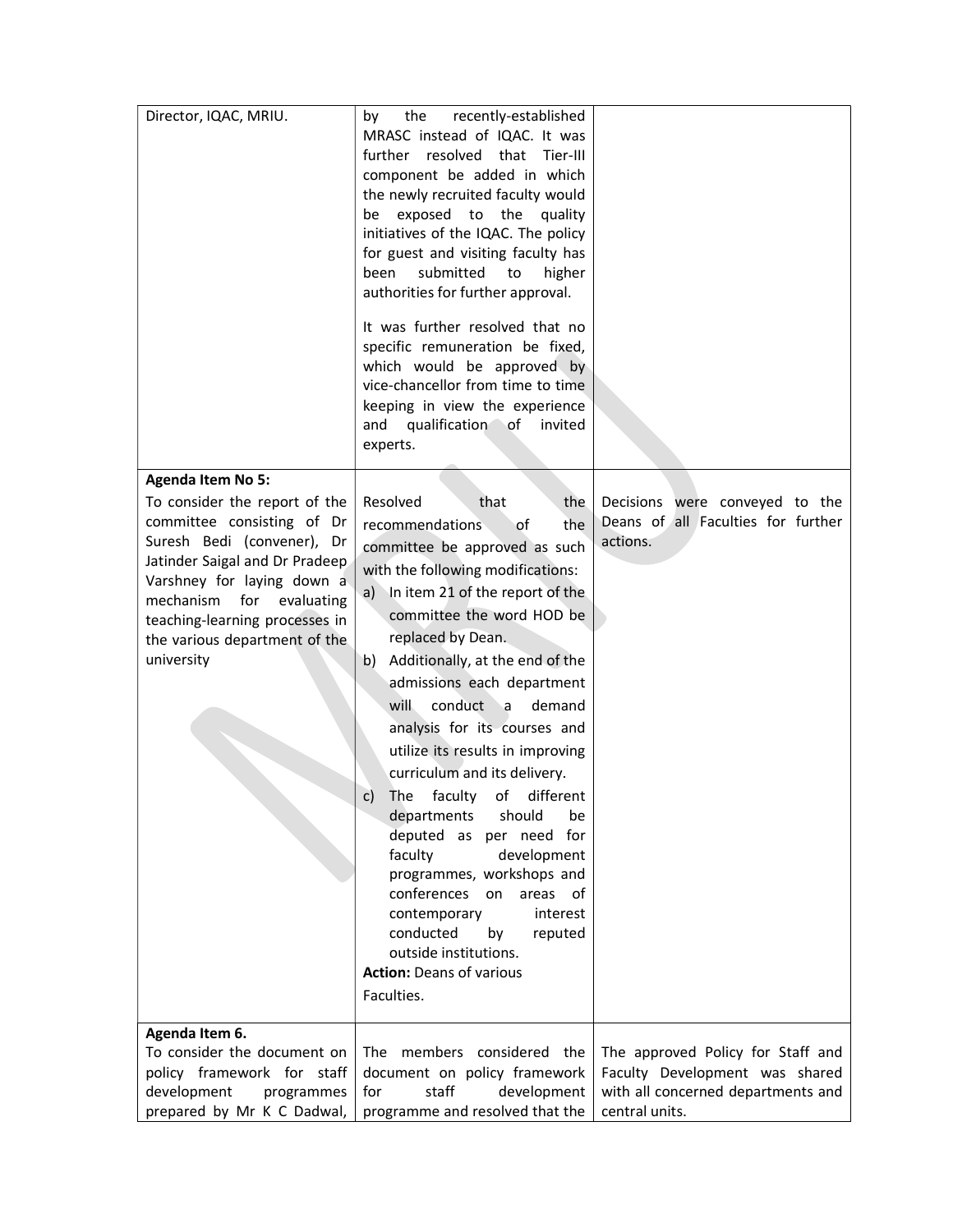| | | |
|---|---|---|
| Director, IQAC, MRIU. | by the recently-established MRASC instead of IQAC. It was further resolved that Tier-III component be added in which the newly recruited faculty would be exposed to the quality initiatives of the IQAC. The policy for guest and visiting faculty has been submitted to higher authorities for further approval.<br><br>It was further resolved that no specific remuneration be fixed, which would be approved by vice-chancellor from time to time keeping in view the experience and qualification of invited experts. | |
| **Agenda Item No 5:**<br>To consider the report of the committee consisting of Dr Suresh Bedi (convener), Dr Jatinder Saigal and Dr Pradeep Varshney for laying down a mechanism for evaluating teaching-learning processes in the various department of the university | Resolved that the recommendations of the committee be approved as such with the following modifications:<br>a) In item 21 of the report of the committee the word HOD be replaced by Dean.<br>b) Additionally, at the end of the admissions each department will conduct a demand analysis for its courses and utilize its results in improving curriculum and its delivery.<br>c) The faculty of different departments should be deputed as per need for faculty development programmes, workshops and conferences on areas of contemporary interest conducted by reputed outside institutions.<br>**Action:** Deans of various Faculties. | Decisions were conveyed to the Deans of all Faculties for further actions. |
| **Agenda Item 6.**<br>To consider the document on policy framework for staff development programmes prepared by Mr K C Dadwal, | The members considered the document on policy framework for staff development programme and resolved that the | The approved Policy for Staff and Faculty Development was shared with all concerned departments and central units. |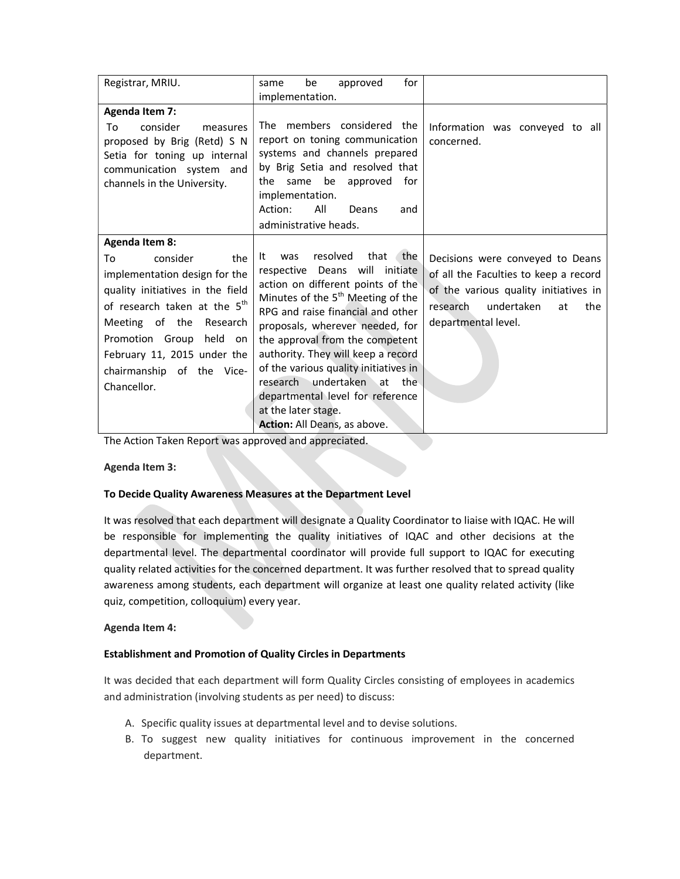| | | |
|---|---|---|
| Registrar, MRIU. | same be approved for implementation. | |
| **Agenda Item 7:** To consider measures proposed by Brig (Retd) S N Setia for toning up internal communication system and channels in the University. | The members considered the report on toning communication systems and channels prepared by Brig Setia and resolved that the same be approved for implementation. Action: All Deans and administrative heads. | Information was conveyed to all concerned. |
| **Agenda Item 8:** To consider the implementation design for the quality initiatives in the field of research taken at the 5th Meeting of the Research Promotion Group held on February 11, 2015 under the chairmanship of the Vice-Chancellor. | It was resolved that the respective Deans will initiate action on different points of the Minutes of the 5th Meeting of the RPG and raise financial and other proposals, wherever needed, for the approval from the competent authority. They will keep a record of the various quality initiatives in research undertaken at the departmental level for reference at the later stage. **Action:** All Deans, as above. | Decisions were conveyed to Deans of all the Faculties to keep a record of the various quality initiatives in research undertaken at the departmental level. |

The Action Taken Report was approved and appreciated.

**Agenda Item 3:**

**To Decide Quality Awareness Measures at the Department Level**

It was resolved that each department will designate a Quality Coordinator to liaise with IQAC. He will be responsible for implementing the quality initiatives of IQAC and other decisions at the departmental level. The departmental coordinator will provide full support to IQAC for executing quality related activities for the concerned department. It was further resolved that to spread quality awareness among students, each department will organize at least one quality related activity (like quiz, competition, colloquium) every year.

**Agenda Item 4:**

**Establishment and Promotion of Quality Circles in Departments**

It was decided that each department will form Quality Circles consisting of employees in academics and administration (involving students as per need) to discuss:

A. Specific quality issues at departmental level and to devise solutions.
B. To suggest new quality initiatives for continuous improvement in the concerned department.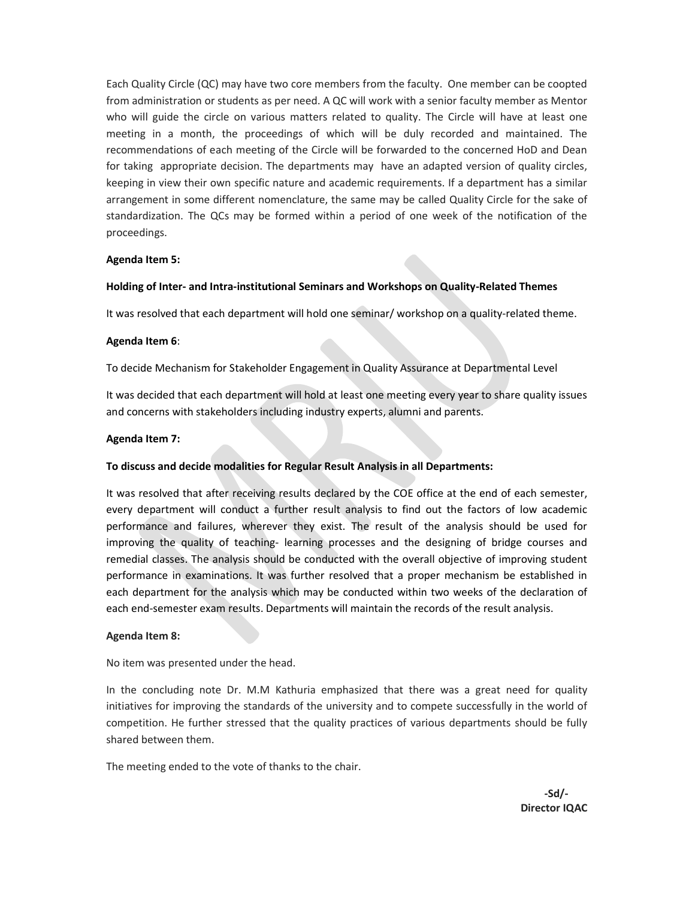Each Quality Circle (QC) may have two core members from the faculty. One member can be coopted from administration or students as per need. A QC will work with a senior faculty member as Mentor who will guide the circle on various matters related to quality. The Circle will have at least one meeting in a month, the proceedings of which will be duly recorded and maintained. The recommendations of each meeting of the Circle will be forwarded to the concerned HoD and Dean for taking appropriate decision. The departments may have an adapted version of quality circles, keeping in view their own specific nature and academic requirements. If a department has a similar arrangement in some different nomenclature, the same may be called Quality Circle for the sake of standardization. The QCs may be formed within a period of one week of the notification of the proceedings.

**Agenda Item 5:**

**Holding of Inter- and Intra-institutional Seminars and Workshops on Quality-Related Themes**

It was resolved that each department will hold one seminar/ workshop on a quality-related theme.

**Agenda Item 6**:

To decide Mechanism for Stakeholder Engagement in Quality Assurance at Departmental Level

It was decided that each department will hold at least one meeting every year to share quality issues and concerns with stakeholders including industry experts, alumni and parents.

**Agenda Item 7:**

**To discuss and decide modalities for Regular Result Analysis in all Departments:**

It was resolved that after receiving results declared by the COE office at the end of each semester, every department will conduct a further result analysis to find out the factors of low academic performance and failures, wherever they exist. The result of the analysis should be used for improving the quality of teaching- learning processes and the designing of bridge courses and remedial classes. The analysis should be conducted with the overall objective of improving student performance in examinations. It was further resolved that a proper mechanism be established in each department for the analysis which may be conducted within two weeks of the declaration of each end-semester exam results. Departments will maintain the records of the result analysis.

**Agenda Item 8:**

No item was presented under the head.

In the concluding note Dr. M.M Kathuria emphasized that there was a great need for quality initiatives for improving the standards of the university and to compete successfully in the world of competition. He further stressed that the quality practices of various departments should be fully shared between them.

The meeting ended to the vote of thanks to the chair.

**-Sd/-**
**Director IQAC**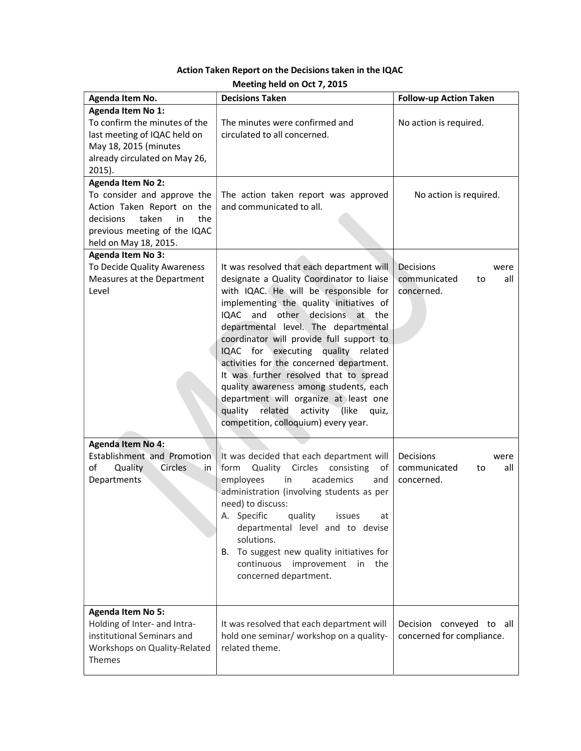**Action Taken Report on the Decisions taken in the IQAC Meeting held on Oct 7, 2015**

| Agenda Item No. | Decisions Taken | Follow-up Action Taken |
|---|---|---|
| **Agenda Item No 1:** To confirm the minutes of the last meeting of IQAC held on May 18, 2015 (minutes already circulated on May 26, 2015). | The minutes were confirmed and circulated to all concerned. | No action is required. |
| **Agenda Item No 2:** To consider and approve the Action Taken Report on the decisions taken in the previous meeting of the IQAC held on May 18, 2015. | The action taken report was approved and communicated to all. | No action is required. |
| **Agenda Item No 3:** To Decide Quality Awareness Measures at the Department Level | It was resolved that each department will designate a Quality Coordinator to liaise with IQAC. He will be responsible for implementing the quality initiatives of IQAC and other decisions at the departmental level. The departmental coordinator will provide full support to IQAC for executing quality related activities for the concerned department. It was further resolved that to spread quality awareness among students, each department will organize at least one quality related activity (like quiz, competition, colloquium) every year. | Decisions were communicated to all concerned. |
| **Agenda Item No 4:** Establishment and Promotion of Quality Circles in Departments | It was decided that each department will form Quality Circles consisting of employees in academics and administration (involving students as per need) to discuss: A. Specific quality issues at departmental level and to devise solutions. B. To suggest new quality initiatives for continuous improvement in the concerned department. | Decisions were communicated to all concerned. |
| **Agenda Item No 5:** Holding of Inter- and Intra-institutional Seminars and Workshops on Quality-Related Themes | It was resolved that each department will hold one seminar/ workshop on a quality-related theme. | Decision conveyed to all concerned for compliance. |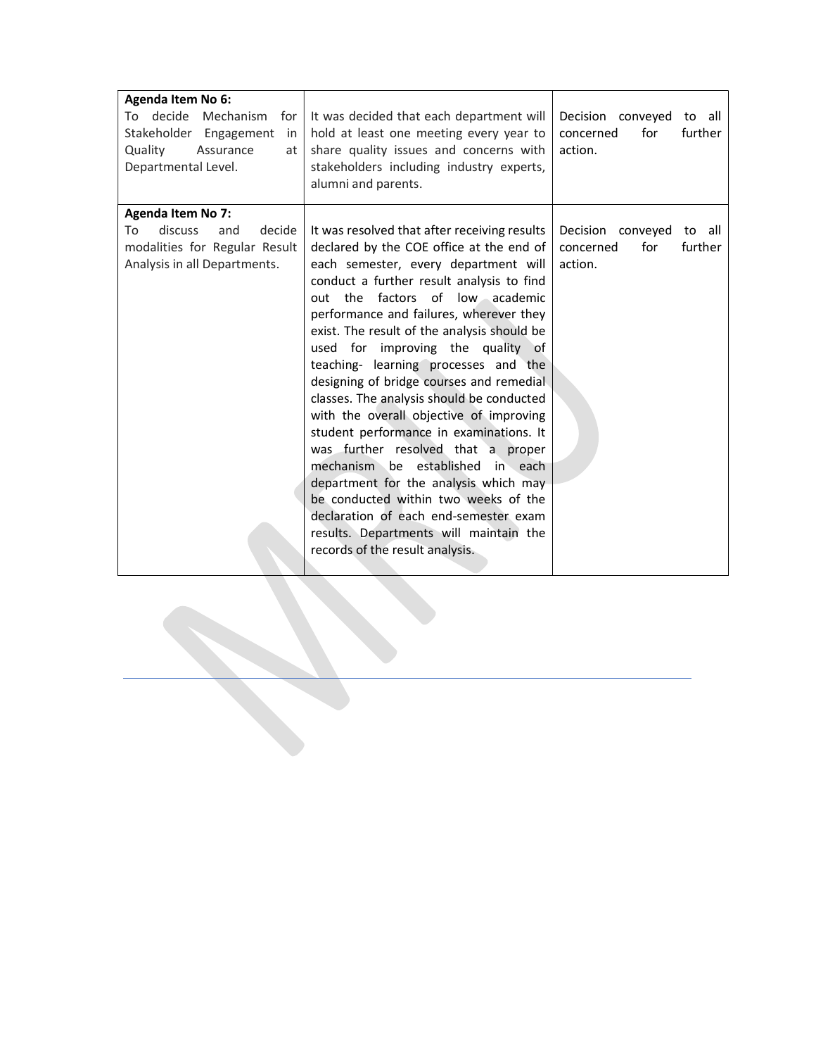| | | |
|---|---|---|
| **Agenda Item No 6:** To decide Mechanism for Stakeholder Engagement in Quality Assurance at Departmental Level. | It was decided that each department will hold at least one meeting every year to share quality issues and concerns with stakeholders including industry experts, alumni and parents. | Decision conveyed to all concerned for further action. |
| **Agenda Item No 7:** To discuss and decide modalities for Regular Result Analysis in all Departments. | It was resolved that after receiving results declared by the COE office at the end of each semester, every department will conduct a further result analysis to find out the factors of low academic performance and failures, wherever they exist. The result of the analysis should be used for improving the quality of teaching- learning processes and the designing of bridge courses and remedial classes. The analysis should be conducted with the overall objective of improving student performance in examinations. It was further resolved that a proper mechanism be established in each department for the analysis which may be conducted within two weeks of the declaration of each end-semester exam results. Departments will maintain the records of the result analysis. | Decision conveyed to all concerned for further action. |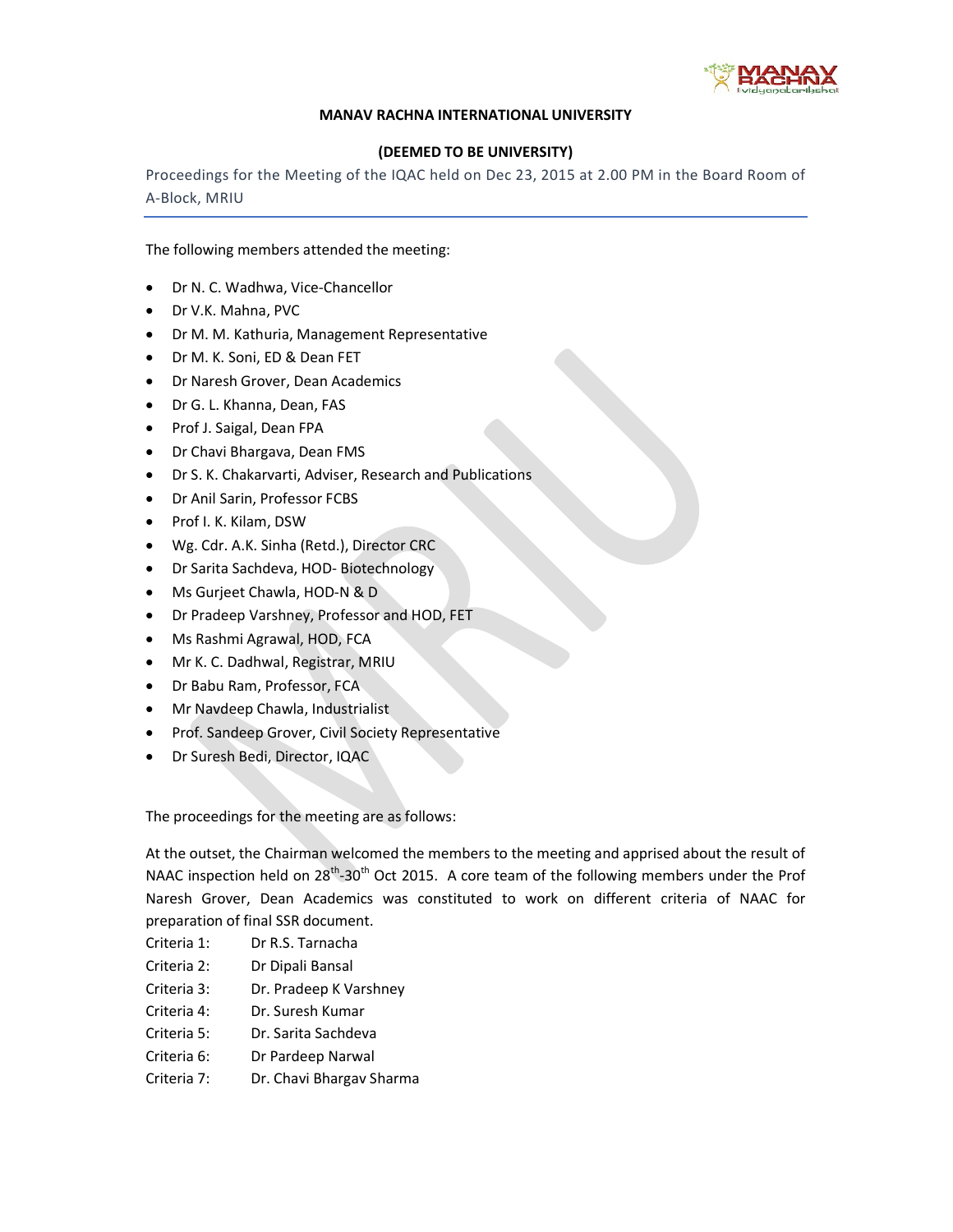**MANAV RACHNA INTERNATIONAL UNIVERSITY**

**(DEEMED TO BE UNIVERSITY)**

Proceedings for the Meeting of the IQAC held on Dec 23, 2015 at 2.00 PM in the Board Room of A-Block, MRIU

The following members attended the meeting:

- Dr N. C. Wadhwa, Vice-Chancellor
- Dr V.K. Mahna, PVC
- Dr M. M. Kathuria, Management Representative
- Dr M. K. Soni, ED & Dean FET
- Dr Naresh Grover, Dean Academics
- Dr G. L. Khanna, Dean, FAS
- Prof J. Saigal, Dean FPA
- Dr Chavi Bhargava, Dean FMS
- Dr S. K. Chakarvarti, Adviser, Research and Publications
- Dr Anil Sarin, Professor FCBS
- Prof I. K. Kilam, DSW
- Wg. Cdr. A.K. Sinha (Retd.), Director CRC
- Dr Sarita Sachdeva, HOD- Biotechnology
- Ms Gurjeet Chawla, HOD-N & D
- Dr Pradeep Varshney, Professor and HOD, FET
- Ms Rashmi Agrawal, HOD, FCA
- Mr K. C. Dadhwal, Registrar, MRIU
- Dr Babu Ram, Professor, FCA
- Mr Navdeep Chawla, Industrialist
- Prof. Sandeep Grover, Civil Society Representative
- Dr Suresh Bedi, Director, IQAC

The proceedings for the meeting are as follows:

At the outset, the Chairman welcomed the members to the meeting and apprised about the result of NAAC inspection held on 28th-30th Oct 2015. A core team of the following members under the Prof Naresh Grover, Dean Academics was constituted to work on different criteria of NAAC for preparation of final SSR document.

Criteria 1: Dr R.S. Tarnacha
Criteria 2: Dr Dipali Bansal
Criteria 3: Dr. Pradeep K Varshney
Criteria 4: Dr. Suresh Kumar
Criteria 5: Dr. Sarita Sachdeva
Criteria 6: Dr Pardeep Narwal
Criteria 7: Dr. Chavi Bhargav Sharma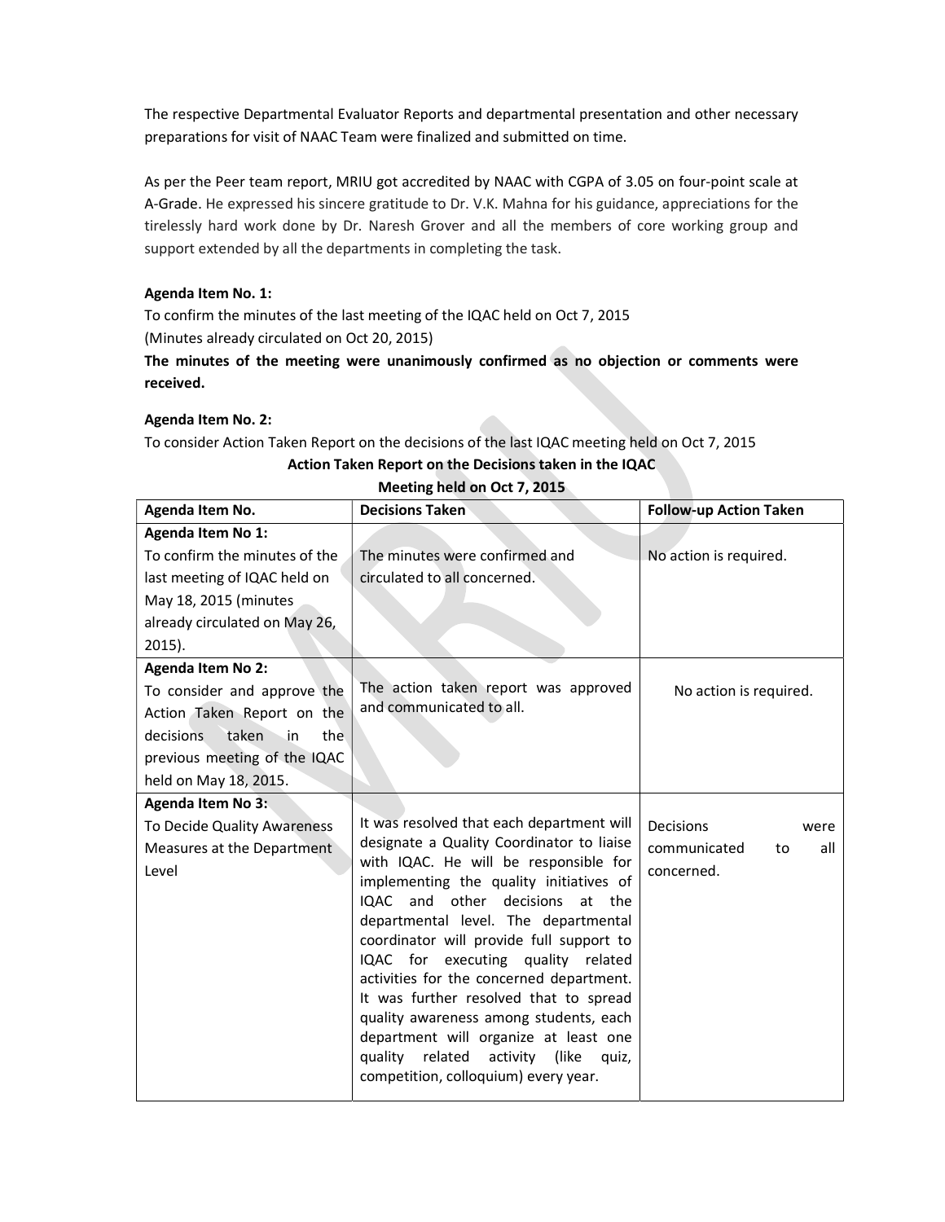The respective Departmental Evaluator Reports and departmental presentation and other necessary preparations for visit of NAAC Team were finalized and submitted on time.

As per the Peer team report, MRIU got accredited by NAAC with CGPA of 3.05 on four-point scale at A-Grade. He expressed his sincere gratitude to Dr. V.K. Mahna for his guidance, appreciations for the tirelessly hard work done by Dr. Naresh Grover and all the members of core working group and support extended by all the departments in completing the task.

**Agenda Item No. 1:**

To confirm the minutes of the last meeting of the IQAC held on Oct 7, 2015
(Minutes already circulated on Oct 20, 2015)

**The minutes of the meeting were unanimously confirmed as no objection or comments were received.**

**Agenda Item No. 2:**

To consider Action Taken Report on the decisions of the last IQAC meeting held on Oct 7, 2015

**Action Taken Report on the Decisions taken in the IQAC Meeting held on Oct 7, 2015**

| Agenda Item No. | Decisions Taken | Follow-up Action Taken |
|---|---|---|
| **Agenda Item No 1:** To confirm the minutes of the last meeting of IQAC held on May 18, 2015 (minutes already circulated on May 26, 2015). | The minutes were confirmed and circulated to all concerned. | No action is required. |
| **Agenda Item No 2:** To consider and approve the Action Taken Report on the decisions taken in the previous meeting of the IQAC held on May 18, 2015. | The action taken report was approved and communicated to all. | No action is required. |
| **Agenda Item No 3:** To Decide Quality Awareness Measures at the Department Level | It was resolved that each department will designate a Quality Coordinator to liaise with IQAC. He will be responsible for implementing the quality initiatives of IQAC and other decisions at the departmental level. The departmental coordinator will provide full support to IQAC for executing quality related activities for the concerned department. It was further resolved that to spread quality awareness among students, each department will organize at least one quality related activity (like quiz, competition, colloquium) every year. | Decisions were communicated to all concerned. |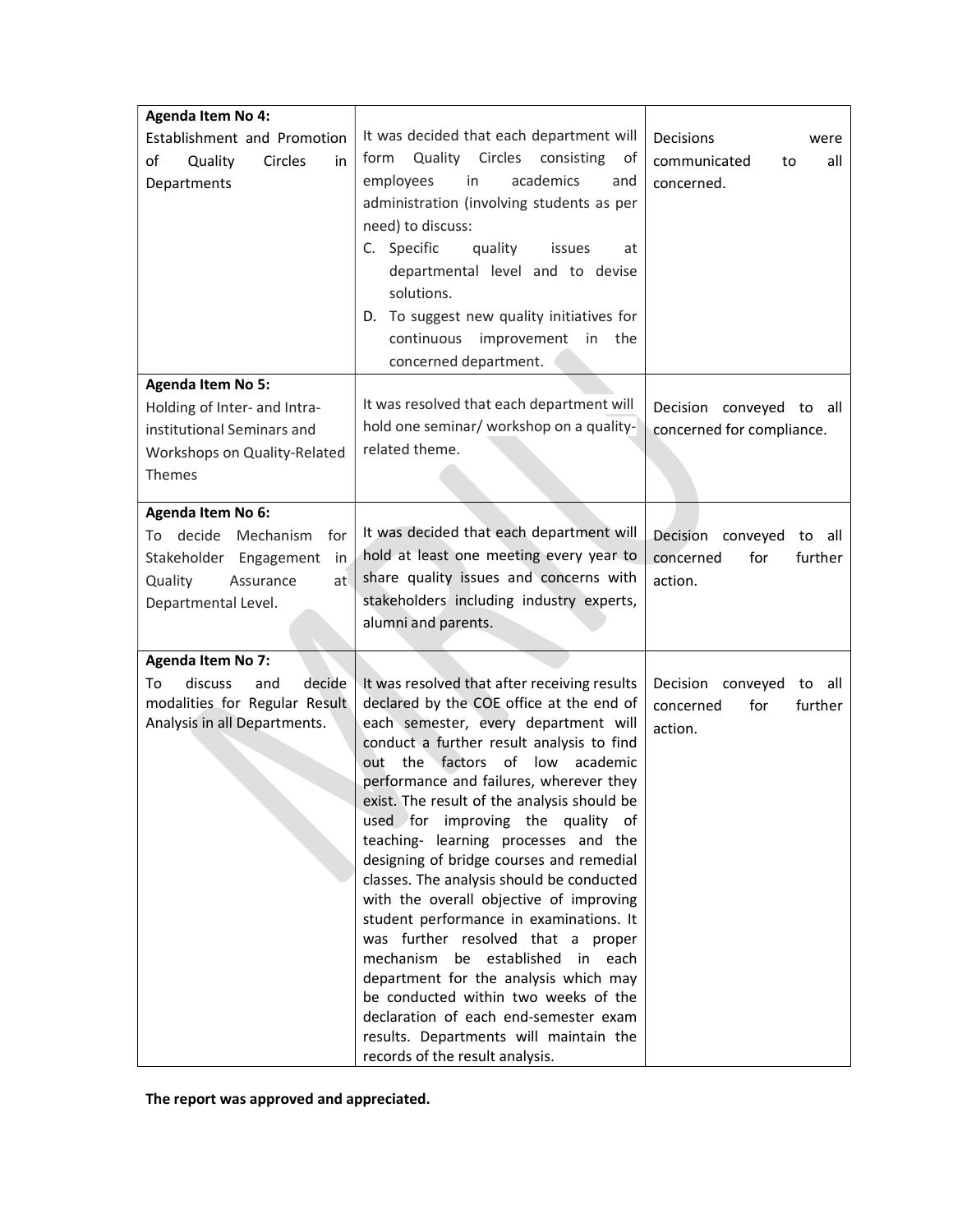| | | |
|---|---|---|
| **Agenda Item No 4:** Establishment and Promotion of Quality Circles in Departments | It was decided that each department will form Quality Circles consisting of employees in academics and administration (involving students as per need) to discuss: C. Specific quality issues at departmental level and to devise solutions. D. To suggest new quality initiatives for continuous improvement in the concerned department. | Decisions were communicated to all concerned. |
| **Agenda Item No 5:** Holding of Inter- and Intra-institutional Seminars and Workshops on Quality-Related Themes | It was resolved that each department will hold one seminar/ workshop on a quality-related theme. | Decision conveyed to all concerned for compliance. |
| **Agenda Item No 6:** To decide Mechanism for Stakeholder Engagement in Quality Assurance at Departmental Level. | It was decided that each department will hold at least one meeting every year to share quality issues and concerns with stakeholders including industry experts, alumni and parents. | Decision conveyed to all concerned for further action. |
| **Agenda Item No 7:** To discuss and decide modalities for Regular Result Analysis in all Departments. | It was resolved that after receiving results declared by the COE office at the end of each semester, every department will conduct a further result analysis to find out the factors of low academic performance and failures, wherever they exist. The result of the analysis should be used for improving the quality of teaching- learning processes and the designing of bridge courses and remedial classes. The analysis should be conducted with the overall objective of improving student performance in examinations. It was further resolved that a proper mechanism be established in each department for the analysis which may be conducted within two weeks of the declaration of each end-semester exam results. Departments will maintain the records of the result analysis. | Decision conveyed to all concerned for further action. |

**The report was approved and appreciated.**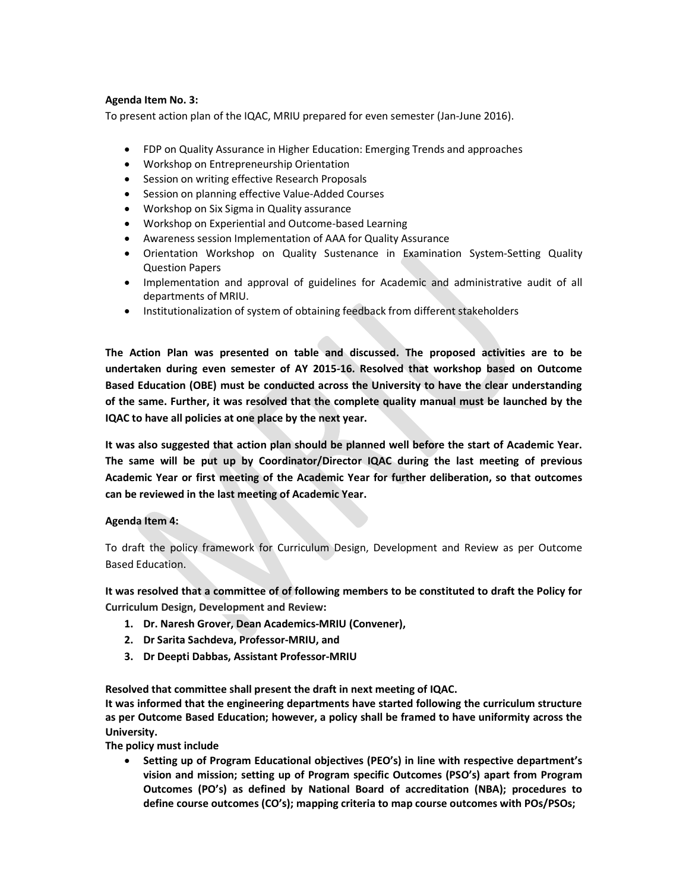**Agenda Item No. 3:**

To present action plan of the IQAC, MRIU prepared for even semester (Jan-June 2016).

- FDP on Quality Assurance in Higher Education: Emerging Trends and approaches
- Workshop on Entrepreneurship Orientation
- Session on writing effective Research Proposals
- Session on planning effective Value-Added Courses
- Workshop on Six Sigma in Quality assurance
- Workshop on Experiential and Outcome-based Learning
- Awareness session Implementation of AAA for Quality Assurance
- Orientation Workshop on Quality Sustenance in Examination System-Setting Quality Question Papers
- Implementation and approval of guidelines for Academic and administrative audit of all departments of MRIU.
- Institutionalization of system of obtaining feedback from different stakeholders

**The Action Plan was presented on table and discussed. The proposed activities are to be undertaken during even semester of AY 2015-16. Resolved that workshop based on Outcome Based Education (OBE) must be conducted across the University to have the clear understanding of the same. Further, it was resolved that the complete quality manual must be launched by the IQAC to have all policies at one place by the next year.**

**It was also suggested that action plan should be planned well before the start of Academic Year. The same will be put up by Coordinator/Director IQAC during the last meeting of previous Academic Year or first meeting of the Academic Year for further deliberation, so that outcomes can be reviewed in the last meeting of Academic Year.**

**Agenda Item 4:**

To draft the policy framework for Curriculum Design, Development and Review as per Outcome Based Education.

**It was resolved that a committee of of following members to be constituted to draft the Policy for Curriculum Design, Development and Review:**

1. **Dr. Naresh Grover, Dean Academics-MRIU (Convener),**
2. **Dr Sarita Sachdeva, Professor-MRIU, and**
3. **Dr Deepti Dabbas, Assistant Professor-MRIU**

**Resolved that committee shall present the draft in next meeting of IQAC.**

**It was informed that the engineering departments have started following the curriculum structure as per Outcome Based Education; however, a policy shall be framed to have uniformity across the University.**

**The policy must include**

- **Setting up of Program Educational objectives (PEO's) in line with respective department's vision and mission; setting up of Program specific Outcomes (PSO's) apart from Program Outcomes (PO's) as defined by National Board of accreditation (NBA); procedures to define course outcomes (CO's); mapping criteria to map course outcomes with POs/PSOs;**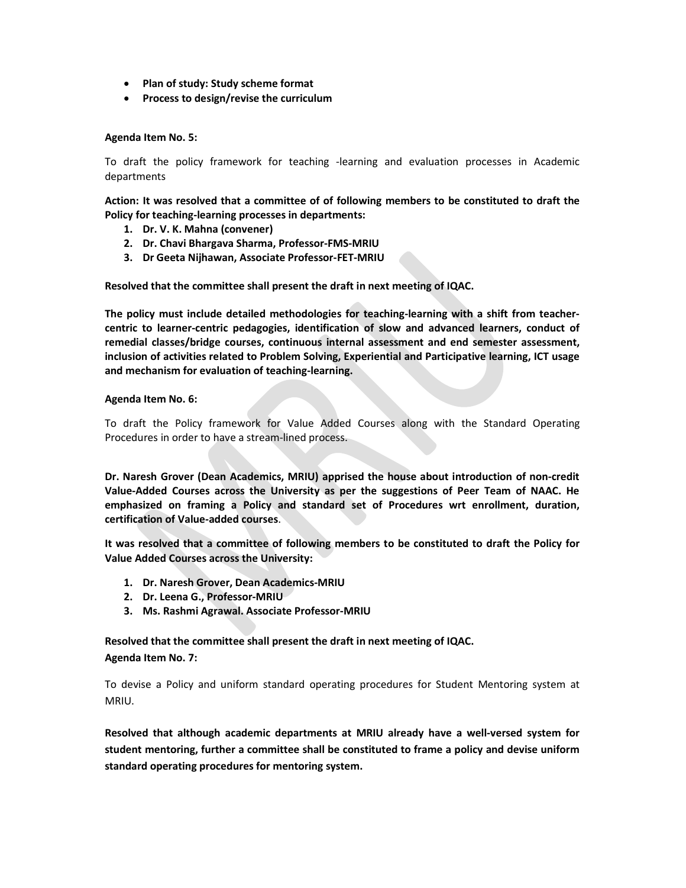- **Plan of study: Study scheme format**
- **Process to design/revise the curriculum**

**Agenda Item No. 5:**

To draft the policy framework for teaching -learning and evaluation processes in Academic departments

**Action: It was resolved that a committee of of following members to be constituted to draft the Policy for teaching-learning processes in departments:**

1. **Dr. V. K. Mahna (convener)**
2. **Dr. Chavi Bhargava Sharma, Professor-FMS-MRIU**
3. **Dr Geeta Nijhawan, Associate Professor-FET-MRIU**

**Resolved that the committee shall present the draft in next meeting of IQAC.**

**The policy must include detailed methodologies for teaching-learning with a shift from teacher-centric to learner-centric pedagogies, identification of slow and advanced learners, conduct of remedial classes/bridge courses, continuous internal assessment and end semester assessment, inclusion of activities related to Problem Solving, Experiential and Participative learning, ICT usage and mechanism for evaluation of teaching-learning.**

**Agenda Item No. 6:**

To draft the Policy framework for Value Added Courses along with the Standard Operating Procedures in order to have a stream-lined process.

**Dr. Naresh Grover (Dean Academics, MRIU) apprised the house about introduction of non-credit Value-Added Courses across the University as per the suggestions of Peer Team of NAAC. He emphasized on framing a Policy and standard set of Procedures wrt enrollment, duration, certification of Value-added courses**.

**It was resolved that a committee of following members to be constituted to draft the Policy for Value Added Courses across the University:**

1. **Dr. Naresh Grover, Dean Academics-MRIU**
2. **Dr. Leena G., Professor-MRIU**
3. **Ms. Rashmi Agrawal. Associate Professor-MRIU**

**Resolved that the committee shall present the draft in next meeting of IQAC.**

**Agenda Item No. 7:**

To devise a Policy and uniform standard operating procedures for Student Mentoring system at MRIU.

**Resolved that although academic departments at MRIU already have a well-versed system for student mentoring, further a committee shall be constituted to frame a policy and devise uniform standard operating procedures for mentoring system.**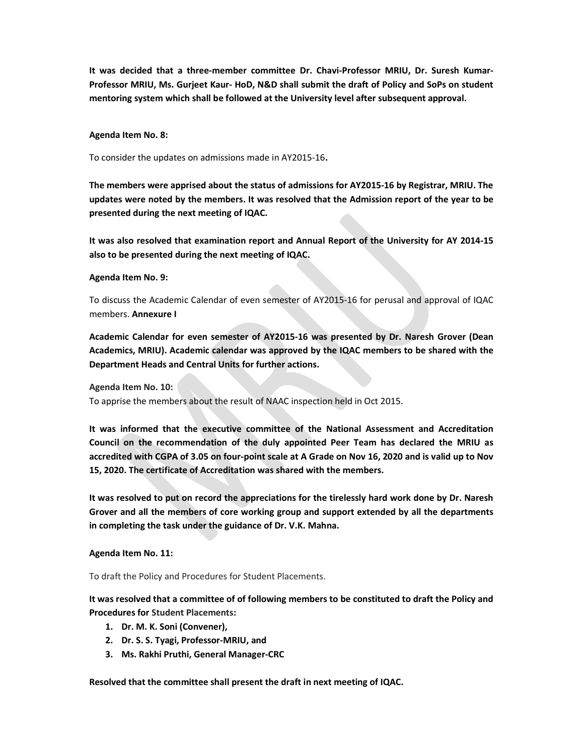**It was decided that a three-member committee Dr. Chavi-Professor MRIU, Dr. Suresh Kumar-Professor MRIU, Ms. Gurjeet Kaur- HoD, N&D shall submit the draft of Policy and SoPs on student mentoring system which shall be followed at the University level after subsequent approval.**

**Agenda Item No. 8:**

To consider the updates on admissions made in AY2015-16**.**

**The members were apprised about the status of admissions for AY2015-16 by Registrar, MRIU. The updates were noted by the members. It was resolved that the Admission report of the year to be presented during the next meeting of IQAC.**

**It was also resolved that examination report and Annual Report of the University for AY 2014-15 also to be presented during the next meeting of IQAC.**

**Agenda Item No. 9:**

To discuss the Academic Calendar of even semester of AY2015-16 for perusal and approval of IQAC members. **Annexure I**

**Academic Calendar for even semester of AY2015-16 was presented by Dr. Naresh Grover (Dean Academics, MRIU). Academic calendar was approved by the IQAC members to be shared with the Department Heads and Central Units for further actions.**

**Agenda Item No. 10:**

To apprise the members about the result of NAAC inspection held in Oct 2015.

**It was informed that the executive committee of the National Assessment and Accreditation Council on the recommendation of the duly appointed Peer Team has declared the MRIU as accredited with CGPA of 3.05 on four-point scale at A Grade on Nov 16, 2020 and is valid up to Nov 15, 2020. The certificate of Accreditation was shared with the members.**

**It was resolved to put on record the appreciations for the tirelessly hard work done by Dr. Naresh Grover and all the members of core working group and support extended by all the departments in completing the task under the guidance of Dr. V.K. Mahna.**

**Agenda Item No. 11:**

To draft the Policy and Procedures for Student Placements.

**It was resolved that a committee of of following members to be constituted to draft the Policy and Procedures for Student Placements:**

1. **Dr. M. K. Soni (Convener),**
2. **Dr. S. S. Tyagi, Professor-MRIU, and**
3. **Ms. Rakhi Pruthi, General Manager-CRC**

**Resolved that the committee shall present the draft in next meeting of IQAC.**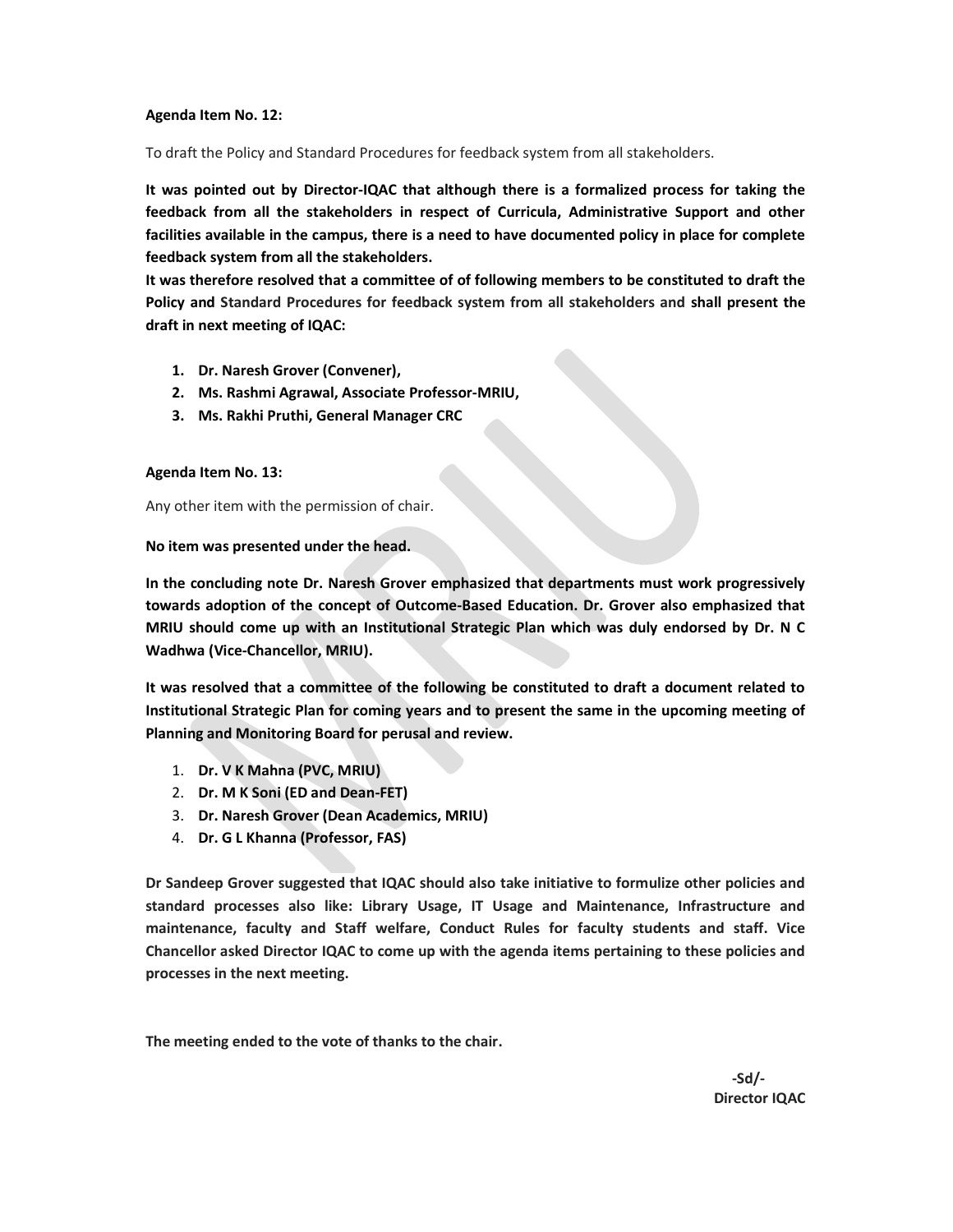**Agenda Item No. 12:**

To draft the Policy and Standard Procedures for feedback system from all stakeholders.

**It was pointed out by Director-IQAC that although there is a formalized process for taking the feedback from all the stakeholders in respect of Curricula, Administrative Support and other facilities available in the campus, there is a need to have documented policy in place for complete feedback system from all the stakeholders.**

**It was therefore resolved that a committee of of following members to be constituted to draft the Policy and Standard Procedures for feedback system from all stakeholders and shall present the draft in next meeting of IQAC:**

1. **Dr. Naresh Grover (Convener),**
2. **Ms. Rashmi Agrawal, Associate Professor-MRIU,**
3. **Ms. Rakhi Pruthi, General Manager CRC**

**Agenda Item No. 13:**

Any other item with the permission of chair.

**No item was presented under the head.**

**In the concluding note Dr. Naresh Grover emphasized that departments must work progressively towards adoption of the concept of Outcome-Based Education. Dr. Grover also emphasized that MRIU should come up with an Institutional Strategic Plan which was duly endorsed by Dr. N C Wadhwa (Vice-Chancellor, MRIU).**

**It was resolved that a committee of the following be constituted to draft a document related to Institutional Strategic Plan for coming years and to present the same in the upcoming meeting of Planning and Monitoring Board for perusal and review.**

1. **Dr. V K Mahna (PVC, MRIU)**
2. **Dr. M K Soni (ED and Dean-FET)**
3. **Dr. Naresh Grover (Dean Academics, MRIU)**
4. **Dr. G L Khanna (Professor, FAS)**

**Dr Sandeep Grover suggested that IQAC should also take initiative to formulize other policies and standard processes also like: Library Usage, IT Usage and Maintenance, Infrastructure and maintenance, faculty and Staff welfare, Conduct Rules for faculty students and staff. Vice Chancellor asked Director IQAC to come up with the agenda items pertaining to these policies and processes in the next meeting.**

**The meeting ended to the vote of thanks to the chair.**

**-Sd/-**
**Director IQAC**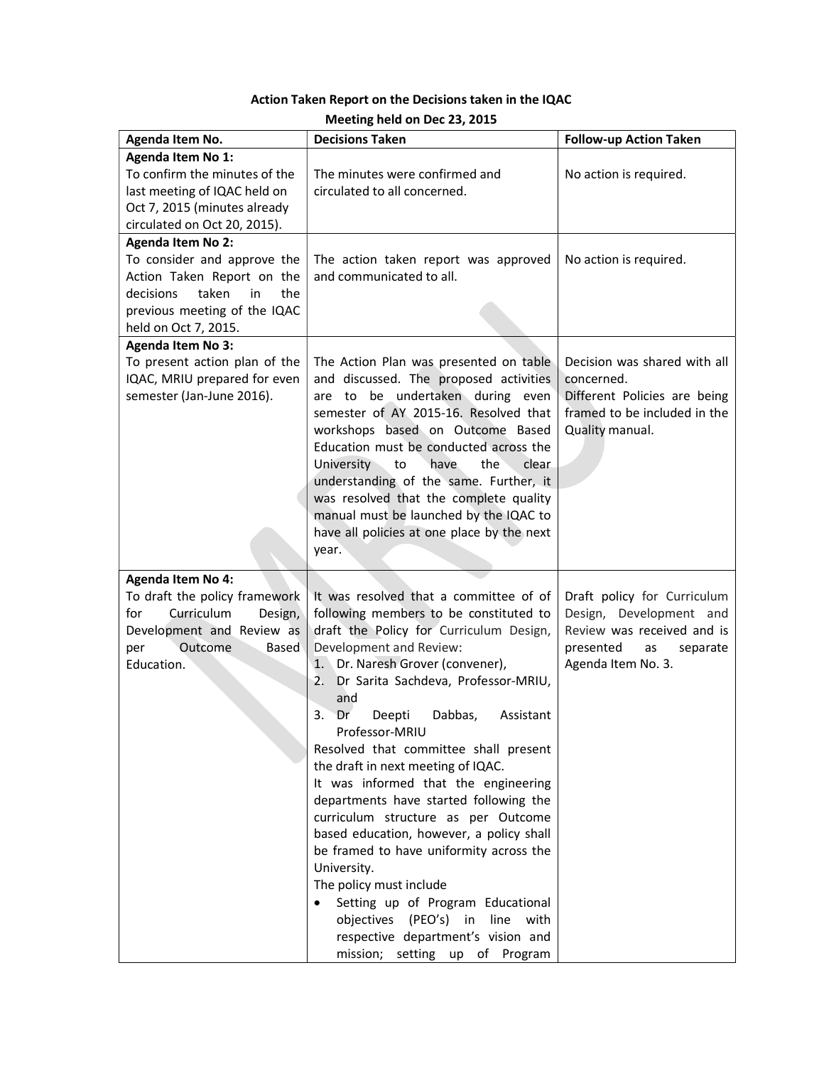**Action Taken Report on the Decisions taken in the IQAC Meeting held on Dec 23, 2015**

| Agenda Item No. | Decisions Taken | Follow-up Action Taken |
|---|---|---|
| **Agenda Item No 1:** To confirm the minutes of the last meeting of IQAC held on Oct 7, 2015 (minutes already circulated on Oct 20, 2015). | The minutes were confirmed and circulated to all concerned. | No action is required. |
| **Agenda Item No 2:** To consider and approve the Action Taken Report on the decisions taken in the previous meeting of the IQAC held on Oct 7, 2015. | The action taken report was approved and communicated to all. | No action is required. |
| **Agenda Item No 3:** To present action plan of the IQAC, MRIU prepared for even semester (Jan-June 2016). | The Action Plan was presented on table and discussed. The proposed activities are to be undertaken during even semester of AY 2015-16. Resolved that workshops based on Outcome Based Education must be conducted across the University to have the clear understanding of the same. Further, it was resolved that the complete quality manual must be launched by the IQAC to have all policies at one place by the next year. | Decision was shared with all concerned.<br>Different Policies are being framed to be included in the Quality manual. |
| **Agenda Item No 4:** To draft the policy framework for Curriculum Design, Development and Review as per Outcome Based Education. | It was resolved that a committee of of following members to be constituted to draft the Policy for Curriculum Design, Development and Review:<br>1. Dr. Naresh Grover (convener),<br>2. Dr Sarita Sachdeva, Professor-MRIU, and<br>3. Dr Deepti Dabbas, Assistant Professor-MRIU<br>Resolved that committee shall present the draft in next meeting of IQAC.<br>It was informed that the engineering departments have started following the curriculum structure as per Outcome based education, however, a policy shall be framed to have uniformity across the University.<br>The policy must include<br>• Setting up of Program Educational objectives (PEO's) in line with respective department's vision and mission; setting up of Program | Draft policy for Curriculum Design, Development and Review was received and is presented as separate Agenda Item No. 3. |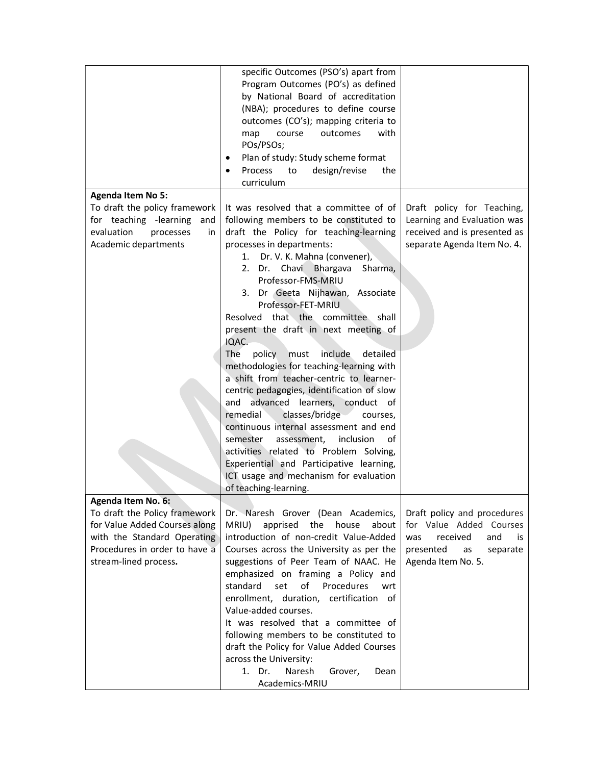| | | |
|---|---|---|
| | specific Outcomes (PSO's) apart from Program Outcomes (PO's) as defined by National Board of accreditation (NBA); procedures to define course outcomes (CO's); mapping criteria to map course outcomes with POs/PSOs;<br>• Plan of study: Study scheme format<br>• Process to design/revise the curriculum | |
| **Agenda Item No 5:**<br>To draft the policy framework for teaching -learning and evaluation processes in Academic departments | It was resolved that a committee of of following members to be constituted to draft the Policy for teaching-learning processes in departments:<br>1. Dr. V. K. Mahna (convener),<br>2. Dr. Chavi Bhargava Sharma, Professor-FMS-MRIU<br>3. Dr Geeta Nijhawan, Associate Professor-FET-MRIU<br>Resolved that the committee shall present the draft in next meeting of IQAC.<br>The policy must include detailed methodologies for teaching-learning with a shift from teacher-centric to learner-centric pedagogies, identification of slow and advanced learners, conduct of remedial classes/bridge courses, continuous internal assessment and end semester assessment, inclusion of activities related to Problem Solving, Experiential and Participative learning, ICT usage and mechanism for evaluation of teaching-learning. | Draft policy for Teaching, Learning and Evaluation was received and is presented as separate Agenda Item No. 4. |
| **Agenda Item No. 6:**<br>To draft the Policy framework for Value Added Courses along with the Standard Operating Procedures in order to have a stream-lined process**.** | Dr. Naresh Grover (Dean Academics, MRIU) apprised the house about introduction of non-credit Value-Added Courses across the University as per the suggestions of Peer Team of NAAC. He emphasized on framing a Policy and standard set of Procedures wrt enrollment, duration, certification of Value-added courses.<br>It was resolved that a committee of following members to be constituted to draft the Policy for Value Added Courses across the University:<br>1. Dr. Naresh Grover, Dean Academics-MRIU | Draft policy and procedures for Value Added Courses was received and is presented as separate Agenda Item No. 5. |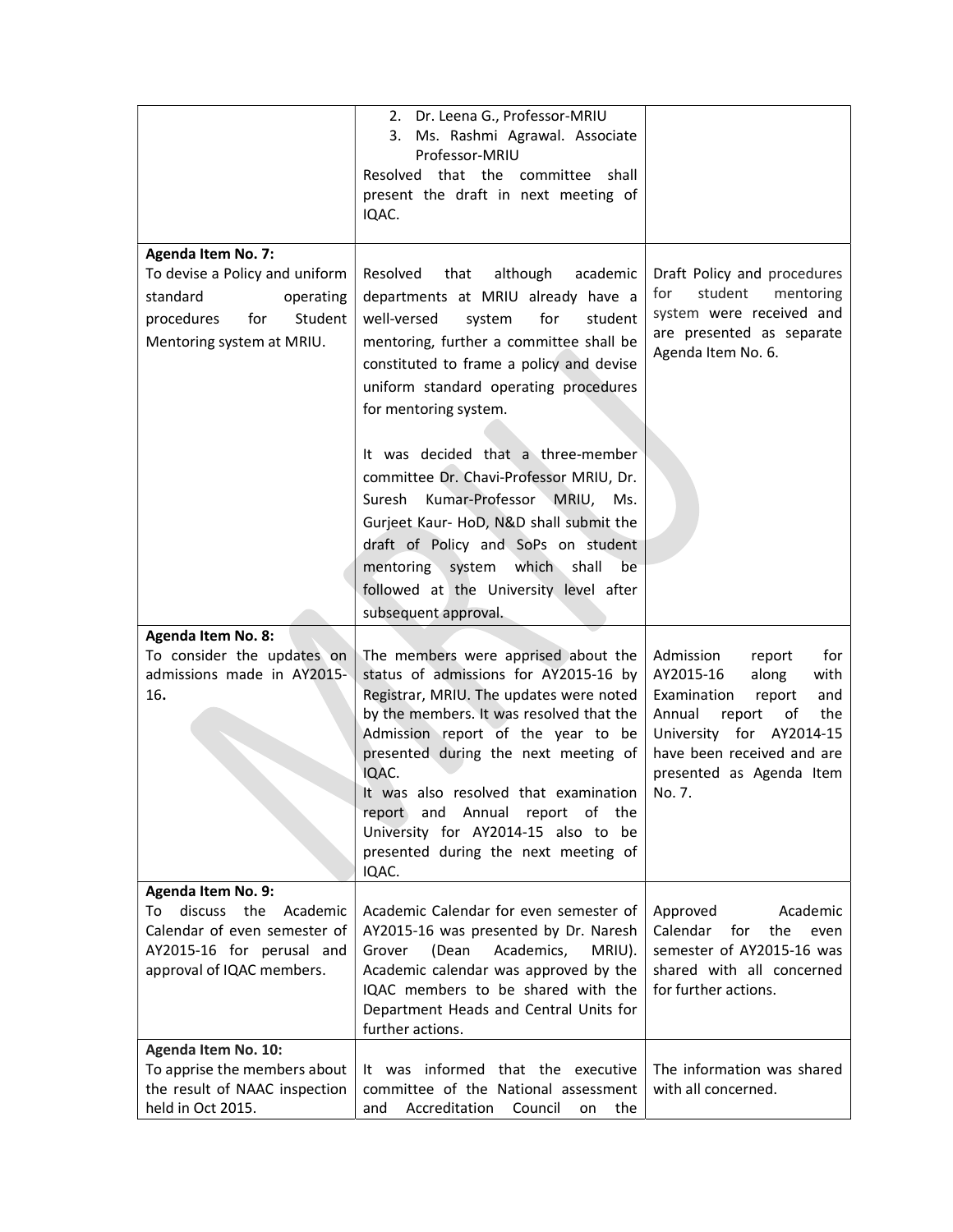| | | |
|---|---|---|
| | 2. Dr. Leena G., Professor-MRIU<br>3. Ms. Rashmi Agrawal. Associate Professor-MRIU<br>Resolved that the committee shall present the draft in next meeting of IQAC. | |
| **Agenda Item No. 7:**<br>To devise a Policy and uniform standard operating procedures for Student Mentoring system at MRIU. | Resolved that although academic departments at MRIU already have a well-versed system for student mentoring, further a committee shall be constituted to frame a policy and devise uniform standard operating procedures for mentoring system.<br><br>It was decided that a three-member committee Dr. Chavi-Professor MRIU, Dr. Suresh Kumar-Professor MRIU, Ms. Gurjeet Kaur- HoD, N&D shall submit the draft of Policy and SoPs on student mentoring system which shall be followed at the University level after subsequent approval. | Draft Policy and procedures for student mentoring system were received and are presented as separate Agenda Item No. 6. |
| **Agenda Item No. 8:**<br>To consider the updates on admissions made in AY2015-16**.** | The members were apprised about the status of admissions for AY2015-16 by Registrar, MRIU. The updates were noted by the members. It was resolved that the Admission report of the year to be presented during the next meeting of IQAC.<br>It was also resolved that examination report and Annual report of the University for AY2014-15 also to be presented during the next meeting of IQAC. | Admission report for AY2015-16 along with Examination report and Annual report of the University for AY2014-15 have been received and are presented as Agenda Item No. 7. |
| **Agenda Item No. 9:**<br>To discuss the Academic Calendar of even semester of AY2015-16 for perusal and approval of IQAC members. | Academic Calendar for even semester of AY2015-16 was presented by Dr. Naresh Grover (Dean Academics, MRIU). Academic calendar was approved by the IQAC members to be shared with the Department Heads and Central Units for further actions. | Approved Academic Calendar for the even semester of AY2015-16 was shared with all concerned for further actions. |
| **Agenda Item No. 10:**<br>To apprise the members about the result of NAAC inspection held in Oct 2015. | It was informed that the executive committee of the National assessment and Accreditation Council on the | The information was shared with all concerned. |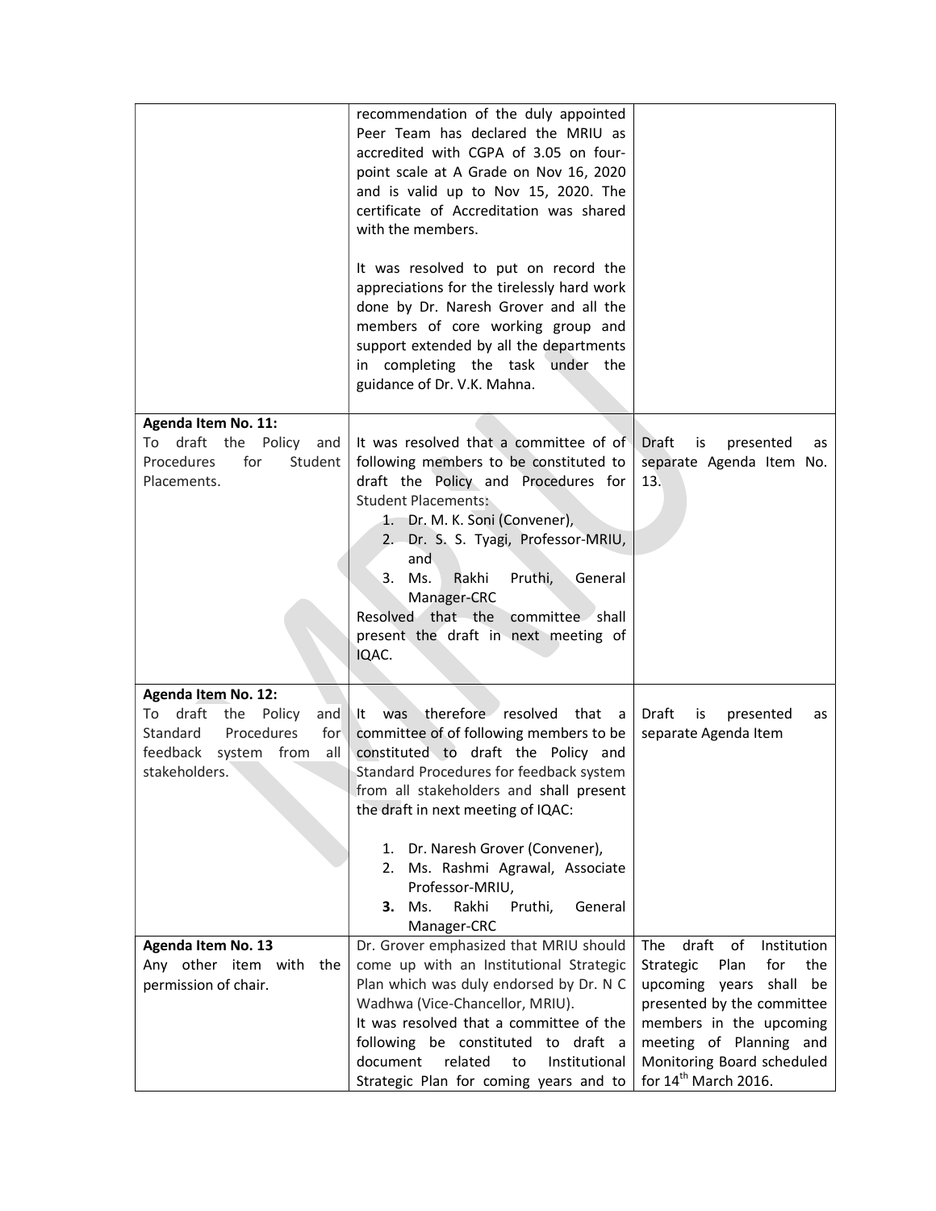| | | |
|---|---|---|
| | recommendation of the duly appointed Peer Team has declared the MRIU as accredited with CGPA of 3.05 on four-point scale at A Grade on Nov 16, 2020 and is valid up to Nov 15, 2020. The certificate of Accreditation was shared with the members.<br><br>It was resolved to put on record the appreciations for the tirelessly hard work done by Dr. Naresh Grover and all the members of core working group and support extended by all the departments in completing the task under the guidance of Dr. V.K. Mahna. | |
| **Agenda Item No. 11:**<br>To draft the Policy and Procedures for Student Placements. | It was resolved that a committee of of following members to be constituted to draft the Policy and Procedures for Student Placements:<br>1. Dr. M. K. Soni (Convener),<br>2. Dr. S. S. Tyagi, Professor-MRIU, and<br>3. Ms. Rakhi Pruthi, General Manager-CRC<br>Resolved that the committee shall present the draft in next meeting of IQAC. | Draft is presented as separate Agenda Item No. 13. |
| **Agenda Item No. 12:**<br>To draft the Policy and Standard Procedures for feedback system from all stakeholders. | It was therefore resolved that a committee of of following members to be constituted to draft the Policy and Standard Procedures for feedback system from all stakeholders and shall present the draft in next meeting of IQAC:<br><br>1. Dr. Naresh Grover (Convener),<br>2. Ms. Rashmi Agrawal, Associate Professor-MRIU,<br>**3.** Ms. Rakhi Pruthi, General Manager-CRC | Draft is presented as separate Agenda Item |
| **Agenda Item No. 13**<br>Any other item with the permission of chair. | Dr. Grover emphasized that MRIU should come up with an Institutional Strategic Plan which was duly endorsed by Dr. N C Wadhwa (Vice-Chancellor, MRIU).<br>It was resolved that a committee of the following be constituted to draft a document related to Institutional Strategic Plan for coming years and to | The draft of Institution Strategic Plan for the upcoming years shall be presented by the committee members in the upcoming meeting of Planning and Monitoring Board scheduled for 14th March 2016. |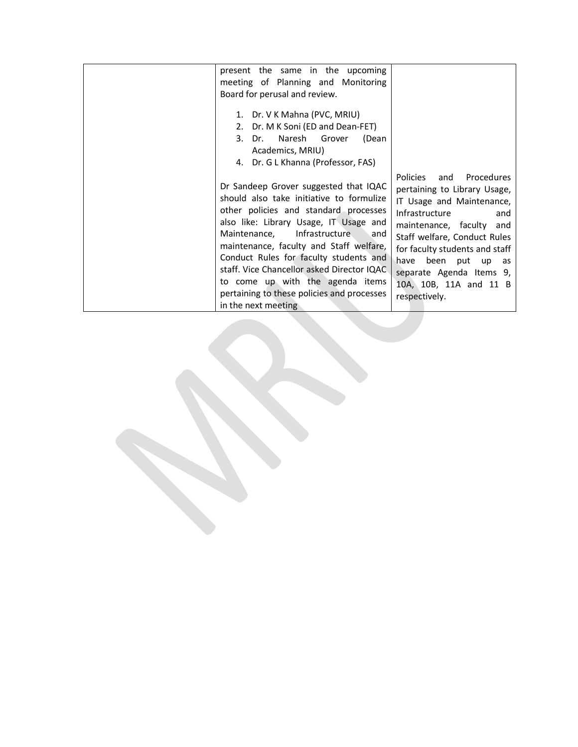| | | |
|---|---|---|
| | present the same in the upcoming meeting of Planning and Monitoring Board for perusal and review.<br><br>1. Dr. V K Mahna (PVC, MRIU)<br>2. Dr. M K Soni (ED and Dean-FET)<br>3. Dr. Naresh Grover (Dean Academics, MRIU)<br>4. Dr. G L Khanna (Professor, FAS)<br><br>Dr Sandeep Grover suggested that IQAC should also take initiative to formulize other policies and standard processes also like: Library Usage, IT Usage and Maintenance, Infrastructure and maintenance, faculty and Staff welfare, Conduct Rules for faculty students and staff. Vice Chancellor asked Director IQAC to come up with the agenda items pertaining to these policies and processes in the next meeting | Policies and Procedures pertaining to Library Usage, IT Usage and Maintenance, Infrastructure and maintenance, faculty and Staff welfare, Conduct Rules for faculty students and staff have been put up as separate Agenda Items 9, 10A, 10B, 11A and 11 B respectively. |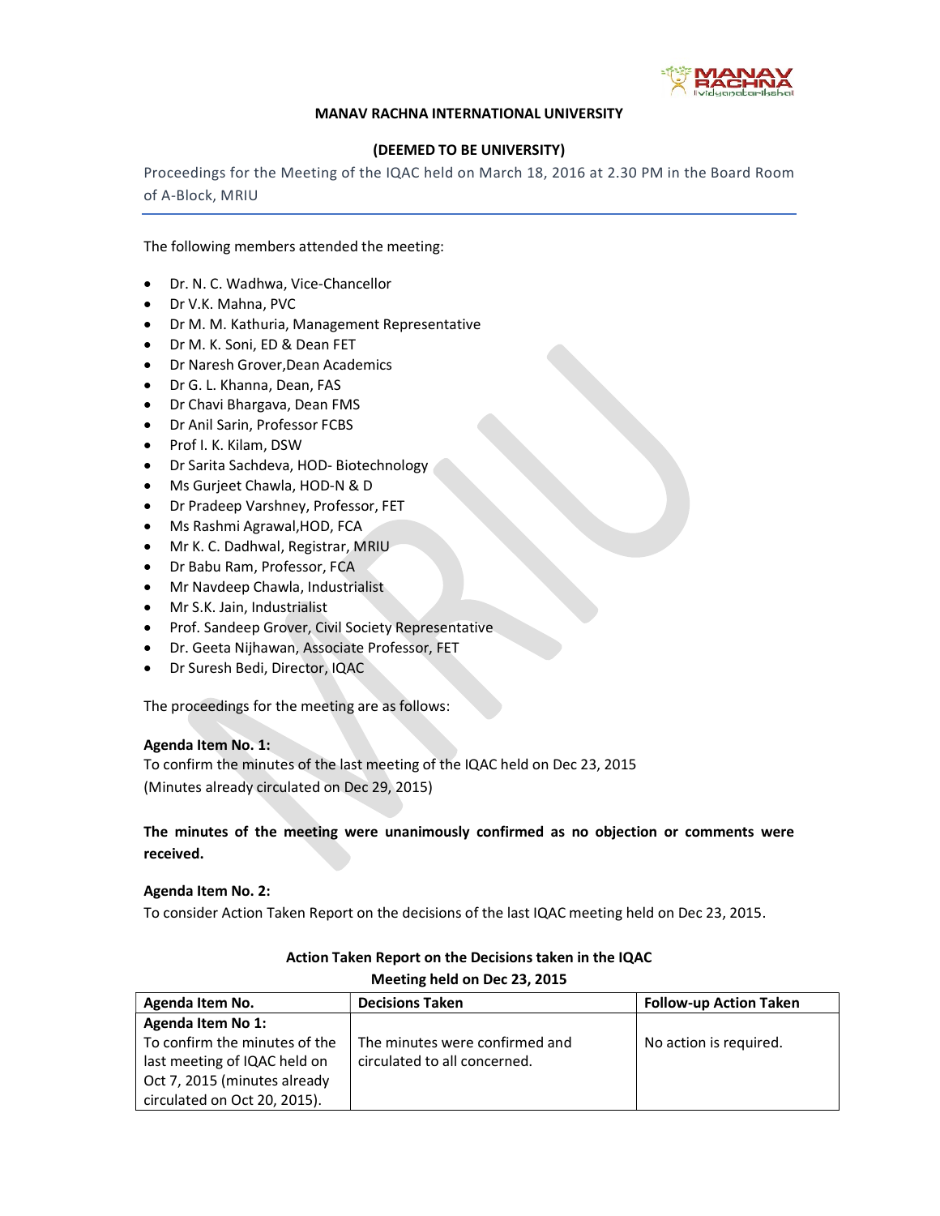**MANAV RACHNA INTERNATIONAL UNIVERSITY**

**(DEEMED TO BE UNIVERSITY)**

## Proceedings for the Meeting of the IQAC held on March 18, 2016 at 2.30 PM in the Board Room of A-Block, MRIU

The following members attended the meeting:

- Dr. N. C. Wadhwa, Vice-Chancellor
- Dr V.K. Mahna, PVC
- Dr M. M. Kathuria, Management Representative
- Dr M. K. Soni, ED & Dean FET
- Dr Naresh Grover,Dean Academics
- Dr G. L. Khanna, Dean, FAS
- Dr Chavi Bhargava, Dean FMS
- Dr Anil Sarin, Professor FCBS
- Prof I. K. Kilam, DSW
- Dr Sarita Sachdeva, HOD- Biotechnology
- Ms Gurjeet Chawla, HOD-N & D
- Dr Pradeep Varshney, Professor, FET
- Ms Rashmi Agrawal,HOD, FCA
- Mr K. C. Dadhwal, Registrar, MRIU
- Dr Babu Ram, Professor, FCA
- Mr Navdeep Chawla, Industrialist
- Mr S.K. Jain, Industrialist
- Prof. Sandeep Grover, Civil Society Representative
- Dr. Geeta Nijhawan, Associate Professor, FET
- Dr Suresh Bedi, Director, IQAC

The proceedings for the meeting are as follows:

**Agenda Item No. 1:**
To confirm the minutes of the last meeting of the IQAC held on Dec 23, 2015
(Minutes already circulated on Dec 29, 2015)

**The minutes of the meeting were unanimously confirmed as no objection or comments were received.**

**Agenda Item No. 2:**
To consider Action Taken Report on the decisions of the last IQAC meeting held on Dec 23, 2015.

**Action Taken Report on the Decisions taken in the IQAC Meeting held on Dec 23, 2015**

| Agenda Item No. | Decisions Taken | Follow-up Action Taken |
|---|---|---|
| **Agenda Item No 1:** To confirm the minutes of the last meeting of IQAC held on Oct 7, 2015 (minutes already circulated on Oct 20, 2015). | The minutes were confirmed and circulated to all concerned. | No action is required. |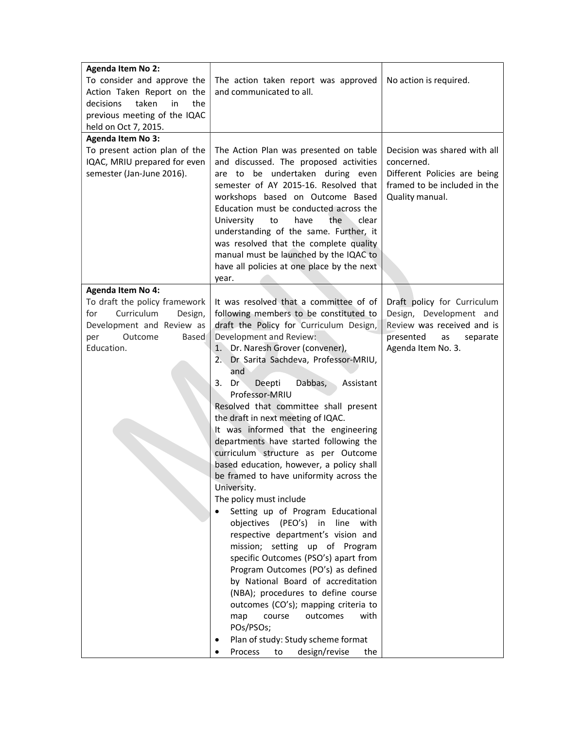| | | |
|---|---|---|
| **Agenda Item No 2:**<br>To consider and approve the Action Taken Report on the decisions taken in the previous meeting of the IQAC held on Oct 7, 2015. | The action taken report was approved and communicated to all. | No action is required. |
| **Agenda Item No 3:**<br>To present action plan of the IQAC, MRIU prepared for even semester (Jan-June 2016). | The Action Plan was presented on table and discussed. The proposed activities are to be undertaken during even semester of AY 2015-16. Resolved that workshops based on Outcome Based Education must be conducted across the University to have the clear understanding of the same. Further, it was resolved that the complete quality manual must be launched by the IQAC to have all policies at one place by the next year. | Decision was shared with all concerned.<br>Different Policies are being framed to be included in the Quality manual. |
| **Agenda Item No 4:**<br>To draft the policy framework for Curriculum Design, Development and Review as per Outcome Based Education. | It was resolved that a committee of of following members to be constituted to draft the Policy for Curriculum Design, Development and Review:<br>1. Dr. Naresh Grover (convener),<br>2. Dr Sarita Sachdeva, Professor-MRIU, and<br>3. Dr Deepti Dabbas, Assistant Professor-MRIU<br>Resolved that committee shall present the draft in next meeting of IQAC.<br>It was informed that the engineering departments have started following the curriculum structure as per Outcome based education, however, a policy shall be framed to have uniformity across the University.<br>The policy must include<br>• Setting up of Program Educational objectives (PEO's) in line with respective department's vision and mission; setting up of Program specific Outcomes (PSO's) apart from Program Outcomes (PO's) as defined by National Board of accreditation (NBA); procedures to define course outcomes (CO's); mapping criteria to map course outcomes with POs/PSOs;<br>• Plan of study: Study scheme format<br>• Process to design/revise the | Draft policy for Curriculum Design, Development and Review was received and is presented as separate Agenda Item No. 3. |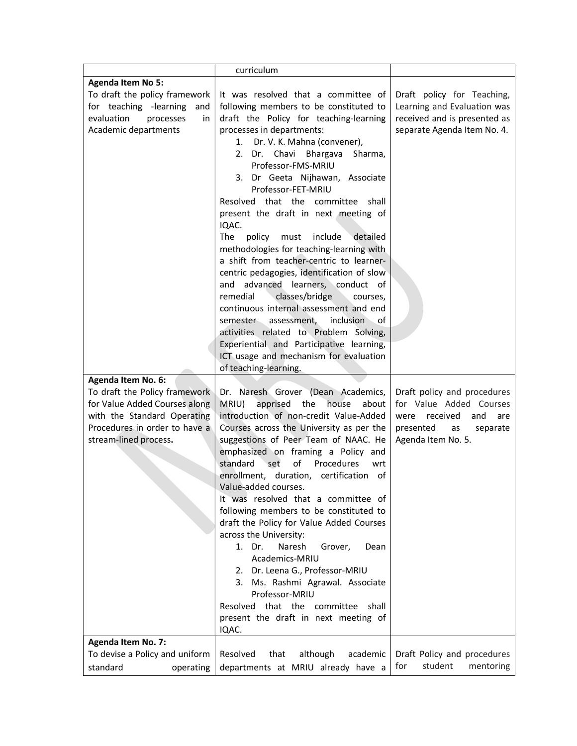| | | |
|---|---|---|
| | curriculum | |
| **Agenda Item No 5:**<br>To draft the policy framework for teaching -learning and evaluation processes in Academic departments | It was resolved that a committee of following members to be constituted to draft the Policy for teaching-learning processes in departments:<br>1. Dr. V. K. Mahna (convener),<br>2. Dr. Chavi Bhargava Sharma, Professor-FMS-MRIU<br>3. Dr Geeta Nijhawan, Associate Professor-FET-MRIU<br>Resolved that the committee shall present the draft in next meeting of IQAC.<br>The policy must include detailed methodologies for teaching-learning with a shift from teacher-centric to learner-centric pedagogies, identification of slow and advanced learners, conduct of remedial classes/bridge courses, continuous internal assessment and end semester assessment, inclusion of activities related to Problem Solving, Experiential and Participative learning, ICT usage and mechanism for evaluation of teaching-learning. | Draft policy for Teaching, Learning and Evaluation was received and is presented as separate Agenda Item No. 4. |
| **Agenda Item No. 6:**<br>To draft the Policy framework for Value Added Courses along with the Standard Operating Procedures in order to have a stream-lined process**.** | Dr. Naresh Grover (Dean Academics, MRIU) apprised the house about introduction of non-credit Value-Added Courses across the University as per the suggestions of Peer Team of NAAC. He emphasized on framing a Policy and standard set of Procedures wrt enrollment, duration, certification of Value-added courses.<br>It was resolved that a committee of following members to be constituted to draft the Policy for Value Added Courses across the University:<br>1. Dr. Naresh Grover, Dean Academics-MRIU<br>2. Dr. Leena G., Professor-MRIU<br>3. Ms. Rashmi Agrawal. Associate Professor-MRIU<br>Resolved that the committee shall present the draft in next meeting of IQAC. | Draft policy and procedures for Value Added Courses were received and are presented as separate Agenda Item No. 5. |
| **Agenda Item No. 7:**<br>To devise a Policy and uniform standard operating | Resolved that although academic departments at MRIU already have a | Draft Policy and procedures for student mentoring |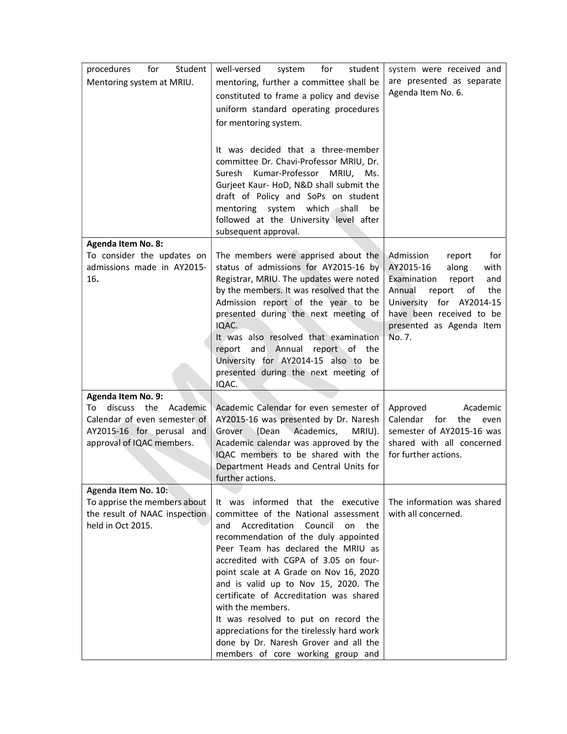| | | |
|---|---|---|
| procedures for Student Mentoring system at MRIU. | well-versed system for student mentoring, further a committee shall be constituted to frame a policy and devise uniform standard operating procedures for mentoring system.<br><br>It was decided that a three-member committee Dr. Chavi-Professor MRIU, Dr. Suresh Kumar-Professor MRIU, Ms. Gurjeet Kaur- HoD, N&D shall submit the draft of Policy and SoPs on student mentoring system which shall be followed at the University level after subsequent approval. | system were received and are presented as separate Agenda Item No. 6. |
| **Agenda Item No. 8:**<br>To consider the updates on admissions made in AY2015-16**.** | The members were apprised about the status of admissions for AY2015-16 by Registrar, MRIU. The updates were noted by the members. It was resolved that the Admission report of the year to be presented during the next meeting of IQAC.<br>It was also resolved that examination report and Annual report of the University for AY2014-15 also to be presented during the next meeting of IQAC. | Admission report for AY2015-16 along with Examination report and Annual report of the University for AY2014-15 have been received to be presented as Agenda Item No. 7. |
| **Agenda Item No. 9:**<br>To discuss the Academic Calendar of even semester of AY2015-16 for perusal and approval of IQAC members. | Academic Calendar for even semester of AY2015-16 was presented by Dr. Naresh Grover (Dean Academics, MRIU). Academic calendar was approved by the IQAC members to be shared with the Department Heads and Central Units for further actions. | Approved Academic Calendar for the even semester of AY2015-16 was shared with all concerned for further actions. |
| **Agenda Item No. 10:**<br>To apprise the members about the result of NAAC inspection held in Oct 2015. | It was informed that the executive committee of the National assessment and Accreditation Council on the recommendation of the duly appointed Peer Team has declared the MRIU as accredited with CGPA of 3.05 on four-point scale at A Grade on Nov 16, 2020 and is valid up to Nov 15, 2020. The certificate of Accreditation was shared with the members.<br>It was resolved to put on record the appreciations for the tirelessly hard work done by Dr. Naresh Grover and all the members of core working group and | The information was shared with all concerned. |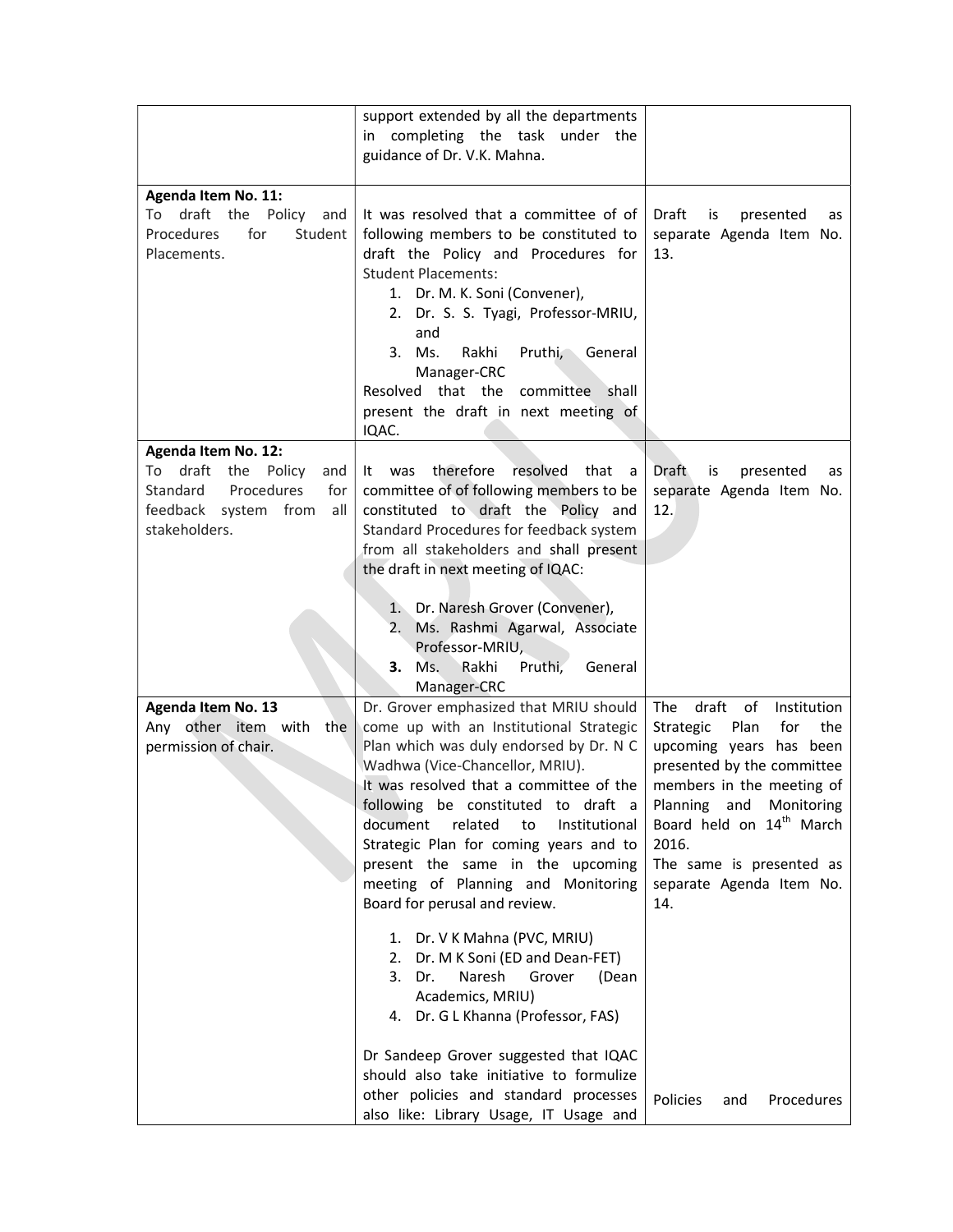| | | |
|---|---|---|
| | support extended by all the departments in completing the task under the guidance of Dr. V.K. Mahna. | |
| **Agenda Item No. 11:** To draft the Policy and Procedures for Student Placements. | It was resolved that a committee of of following members to be constituted to draft the Policy and Procedures for Student Placements:<br>1. Dr. M. K. Soni (Convener),<br>2. Dr. S. S. Tyagi, Professor-MRIU, and<br>3. Ms. Rakhi Pruthi, General Manager-CRC<br>Resolved that the committee shall present the draft in next meeting of IQAC. | Draft is presented as separate Agenda Item No. 13. |
| **Agenda Item No. 12:** To draft the Policy and Standard Procedures for feedback system from all stakeholders. | It was therefore resolved that a committee of of following members to be constituted to draft the Policy and Standard Procedures for feedback system from all stakeholders and shall present the draft in next meeting of IQAC:<br>1. Dr. Naresh Grover (Convener),<br>2. Ms. Rashmi Agarwal, Associate Professor-MRIU,<br>**3.** Ms. Rakhi Pruthi, General Manager-CRC | Draft is presented as separate Agenda Item No. 12. |
| **Agenda Item No. 13** Any other item with the permission of chair. | Dr. Grover emphasized that MRIU should come up with an Institutional Strategic Plan which was duly endorsed by Dr. N C Wadhwa (Vice-Chancellor, MRIU).<br>It was resolved that a committee of the following be constituted to draft a document related to Institutional Strategic Plan for coming years and to present the same in the upcoming meeting of Planning and Monitoring Board for perusal and review.<br>1. Dr. V K Mahna (PVC, MRIU)<br>2. Dr. M K Soni (ED and Dean-FET)<br>3. Dr. Naresh Grover (Dean Academics, MRIU)<br>4. Dr. G L Khanna (Professor, FAS)<br><br>Dr Sandeep Grover suggested that IQAC should also take initiative to formulize other policies and standard processes also like: Library Usage, IT Usage and | The draft of Institution Strategic Plan for the upcoming years has been presented by the committee members in the meeting of Planning and Monitoring Board held on 14th March 2016.<br>The same is presented as separate Agenda Item No. 14.<br><br>Policies and Procedures |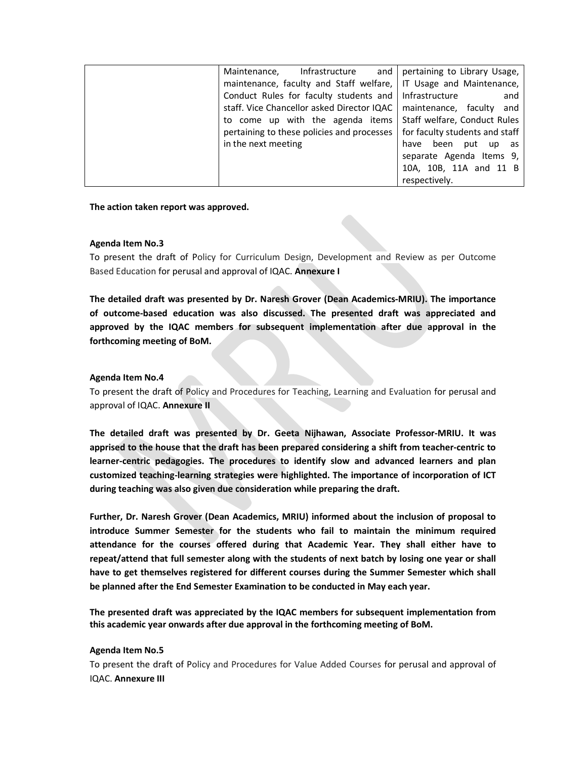| | Maintenance, Infrastructure and maintenance, faculty and Staff welfare, Conduct Rules for faculty students and staff. Vice Chancellor asked Director IQAC to come up with the agenda items pertaining to these policies and processes in the next meeting | pertaining to Library Usage, IT Usage and Maintenance, Infrastructure and maintenance, faculty and Staff welfare, Conduct Rules for faculty students and staff have been put up as separate Agenda Items 9, 10A, 10B, 11A and 11 B respectively. |
|---|---|---|

**The action taken report was approved.**

**Agenda Item No.3**

To present the draft of Policy for Curriculum Design, Development and Review as per Outcome Based Education for perusal and approval of IQAC. **Annexure I**

**The detailed draft was presented by Dr. Naresh Grover (Dean Academics-MRIU). The importance of outcome-based education was also discussed. The presented draft was appreciated and approved by the IQAC members for subsequent implementation after due approval in the forthcoming meeting of BoM.**

**Agenda Item No.4**

To present the draft of Policy and Procedures for Teaching, Learning and Evaluation for perusal and approval of IQAC. **Annexure II**

**The detailed draft was presented by Dr. Geeta Nijhawan, Associate Professor-MRIU. It was apprised to the house that the draft has been prepared considering a shift from teacher-centric to learner-centric pedagogies. The procedures to identify slow and advanced learners and plan customized teaching-learning strategies were highlighted. The importance of incorporation of ICT during teaching was also given due consideration while preparing the draft.**

**Further, Dr. Naresh Grover (Dean Academics, MRIU) informed about the inclusion of proposal to introduce Summer Semester for the students who fail to maintain the minimum required attendance for the courses offered during that Academic Year. They shall either have to repeat/attend that full semester along with the students of next batch by losing one year or shall have to get themselves registered for different courses during the Summer Semester which shall be planned after the End Semester Examination to be conducted in May each year.**

**The presented draft was appreciated by the IQAC members for subsequent implementation from this academic year onwards after due approval in the forthcoming meeting of BoM.**

**Agenda Item No.5**

To present the draft of Policy and Procedures for Value Added Courses for perusal and approval of IQAC. **Annexure III**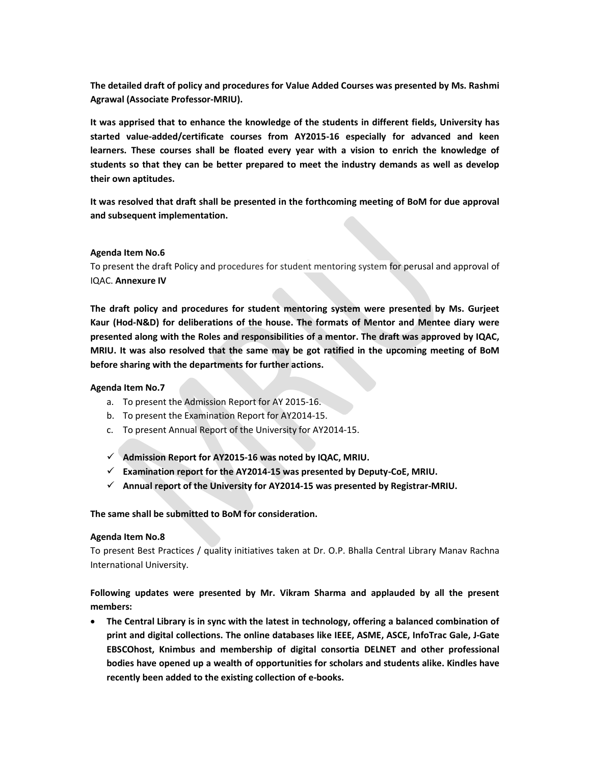**The detailed draft of policy and procedures for Value Added Courses was presented by Ms. Rashmi Agrawal (Associate Professor-MRIU).**

**It was apprised that to enhance the knowledge of the students in different fields, University has started value-added/certificate courses from AY2015-16 especially for advanced and keen learners. These courses shall be floated every year with a vision to enrich the knowledge of students so that they can be better prepared to meet the industry demands as well as develop their own aptitudes.**

**It was resolved that draft shall be presented in the forthcoming meeting of BoM for due approval and subsequent implementation.**

**Agenda Item No.6**

To present the draft Policy and procedures for student mentoring system for perusal and approval of IQAC. **Annexure IV**

**The draft policy and procedures for student mentoring system were presented by Ms. Gurjeet Kaur (Hod-N&D) for deliberations of the house. The formats of Mentor and Mentee diary were presented along with the Roles and responsibilities of a mentor. The draft was approved by IQAC, MRIU. It was also resolved that the same may be got ratified in the upcoming meeting of BoM before sharing with the departments for further actions.**

**Agenda Item No.7**

a. To present the Admission Report for AY 2015-16.
b. To present the Examination Report for AY2014-15.
c. To present Annual Report of the University for AY2014-15.

- ✓ **Admission Report for AY2015-16 was noted by IQAC, MRIU.**
- ✓ **Examination report for the AY2014-15 was presented by Deputy-CoE, MRIU.**
- ✓ **Annual report of the University for AY2014-15 was presented by Registrar-MRIU.**

**The same shall be submitted to BoM for consideration.**

**Agenda Item No.8**

To present Best Practices / quality initiatives taken at Dr. O.P. Bhalla Central Library Manav Rachna International University.

**Following updates were presented by Mr. Vikram Sharma and applauded by all the present members:**

- **The Central Library is in sync with the latest in technology, offering a balanced combination of print and digital collections. The online databases like IEEE, ASME, ASCE, InfoTrac Gale, J-Gate EBSCOhost, Knimbus and membership of digital consortia DELNET and other professional bodies have opened up a wealth of opportunities for scholars and students alike. Kindles have recently been added to the existing collection of e-books.**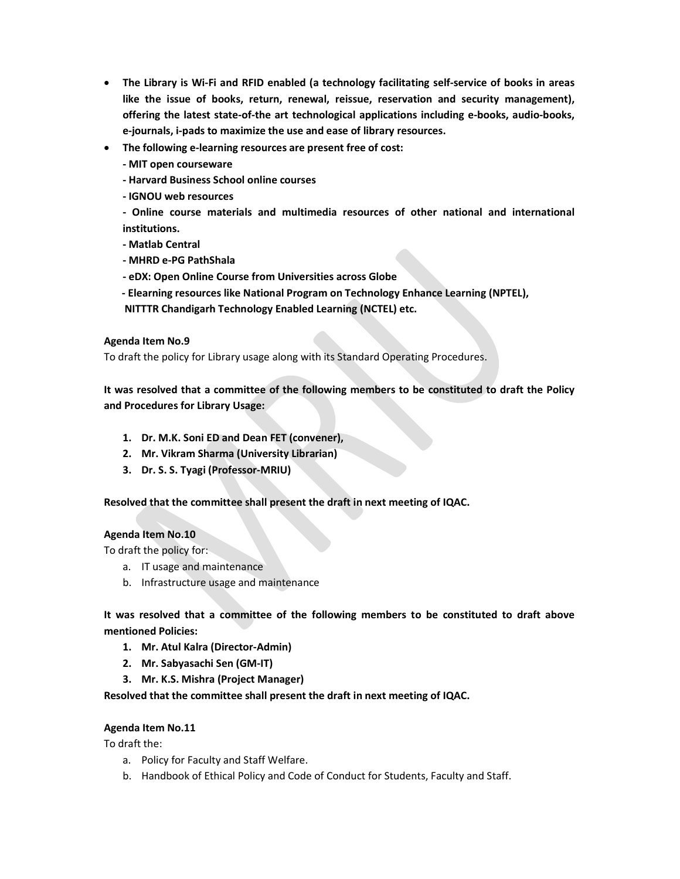- **The Library is Wi-Fi and RFID enabled (a technology facilitating self-service of books in areas like the issue of books, return, renewal, reissue, reservation and security management), offering the latest state-of-the art technological applications including e-books, audio-books, e-journals, i-pads to maximize the use and ease of library resources.**
- **The following e-learning resources are present free of cost:**

  **- MIT open courseware**

  **- Harvard Business School online courses**

  **- IGNOU web resources**

  **- Online course materials and multimedia resources of other national and international institutions.**

  **- Matlab Central**

  **- MHRD e-PG PathShala**

  **- eDX: Open Online Course from Universities across Globe**

  **- Elearning resources like National Program on Technology Enhance Learning (NPTEL), NITTTR Chandigarh Technology Enabled Learning (NCTEL) etc.**

**Agenda Item No.9**

To draft the policy for Library usage along with its Standard Operating Procedures.

**It was resolved that a committee of the following members to be constituted to draft the Policy and Procedures for Library Usage:**

1. **Dr. M.K. Soni ED and Dean FET (convener),**
2. **Mr. Vikram Sharma (University Librarian)**
3. **Dr. S. S. Tyagi (Professor-MRIU)**

**Resolved that the committee shall present the draft in next meeting of IQAC.**

**Agenda Item No.10**

To draft the policy for:

a. IT usage and maintenance
b. Infrastructure usage and maintenance

**It was resolved that a committee of the following members to be constituted to draft above mentioned Policies:**

1. **Mr. Atul Kalra (Director-Admin)**
2. **Mr. Sabyasachi Sen (GM-IT)**
3. **Mr. K.S. Mishra (Project Manager)**

**Resolved that the committee shall present the draft in next meeting of IQAC.**

**Agenda Item No.11**

To draft the:

a. Policy for Faculty and Staff Welfare.
b. Handbook of Ethical Policy and Code of Conduct for Students, Faculty and Staff.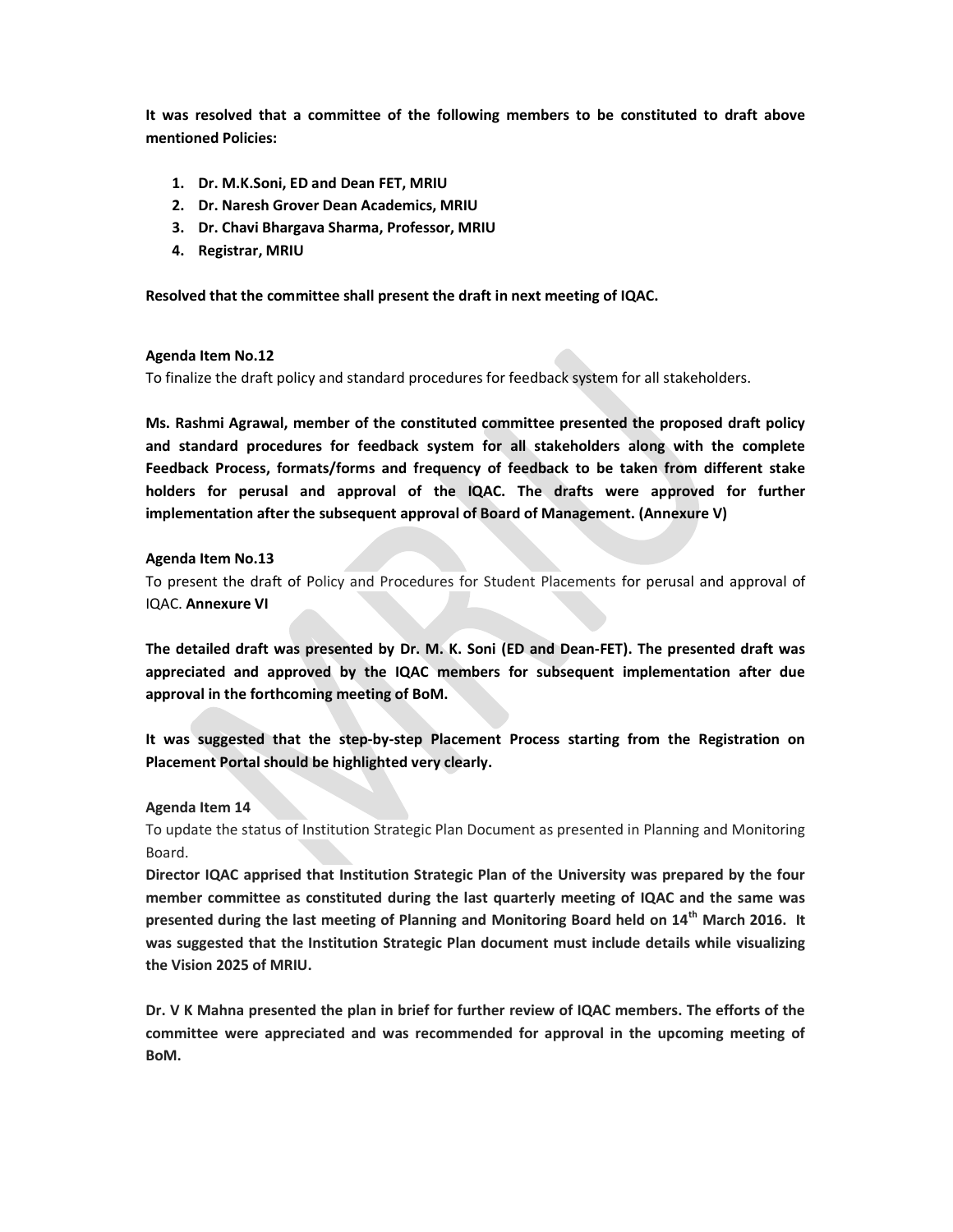**It was resolved that a committee of the following members to be constituted to draft above mentioned Policies:**

1. **Dr. M.K.Soni, ED and Dean FET, MRIU**
2. **Dr. Naresh Grover Dean Academics, MRIU**
3. **Dr. Chavi Bhargava Sharma, Professor, MRIU**
4. **Registrar, MRIU**

**Resolved that the committee shall present the draft in next meeting of IQAC.**

**Agenda Item No.12**

To finalize the draft policy and standard procedures for feedback system for all stakeholders.

**Ms. Rashmi Agrawal, member of the constituted committee presented the proposed draft policy and standard procedures for feedback system for all stakeholders along with the complete Feedback Process, formats/forms and frequency of feedback to be taken from different stake holders for perusal and approval of the IQAC. The drafts were approved for further implementation after the subsequent approval of Board of Management. (Annexure V)**

**Agenda Item No.13**

To present the draft of Policy and Procedures for Student Placements for perusal and approval of IQAC. **Annexure VI**

**The detailed draft was presented by Dr. M. K. Soni (ED and Dean-FET). The presented draft was appreciated and approved by the IQAC members for subsequent implementation after due approval in the forthcoming meeting of BoM.**

**It was suggested that the step-by-step Placement Process starting from the Registration on Placement Portal should be highlighted very clearly.**

**Agenda Item 14**

To update the status of Institution Strategic Plan Document as presented in Planning and Monitoring Board.

**Director IQAC apprised that Institution Strategic Plan of the University was prepared by the four member committee as constituted during the last quarterly meeting of IQAC and the same was presented during the last meeting of Planning and Monitoring Board held on 14th March 2016. It was suggested that the Institution Strategic Plan document must include details while visualizing the Vision 2025 of MRIU.**

**Dr. V K Mahna presented the plan in brief for further review of IQAC members. The efforts of the committee were appreciated and was recommended for approval in the upcoming meeting of BoM.**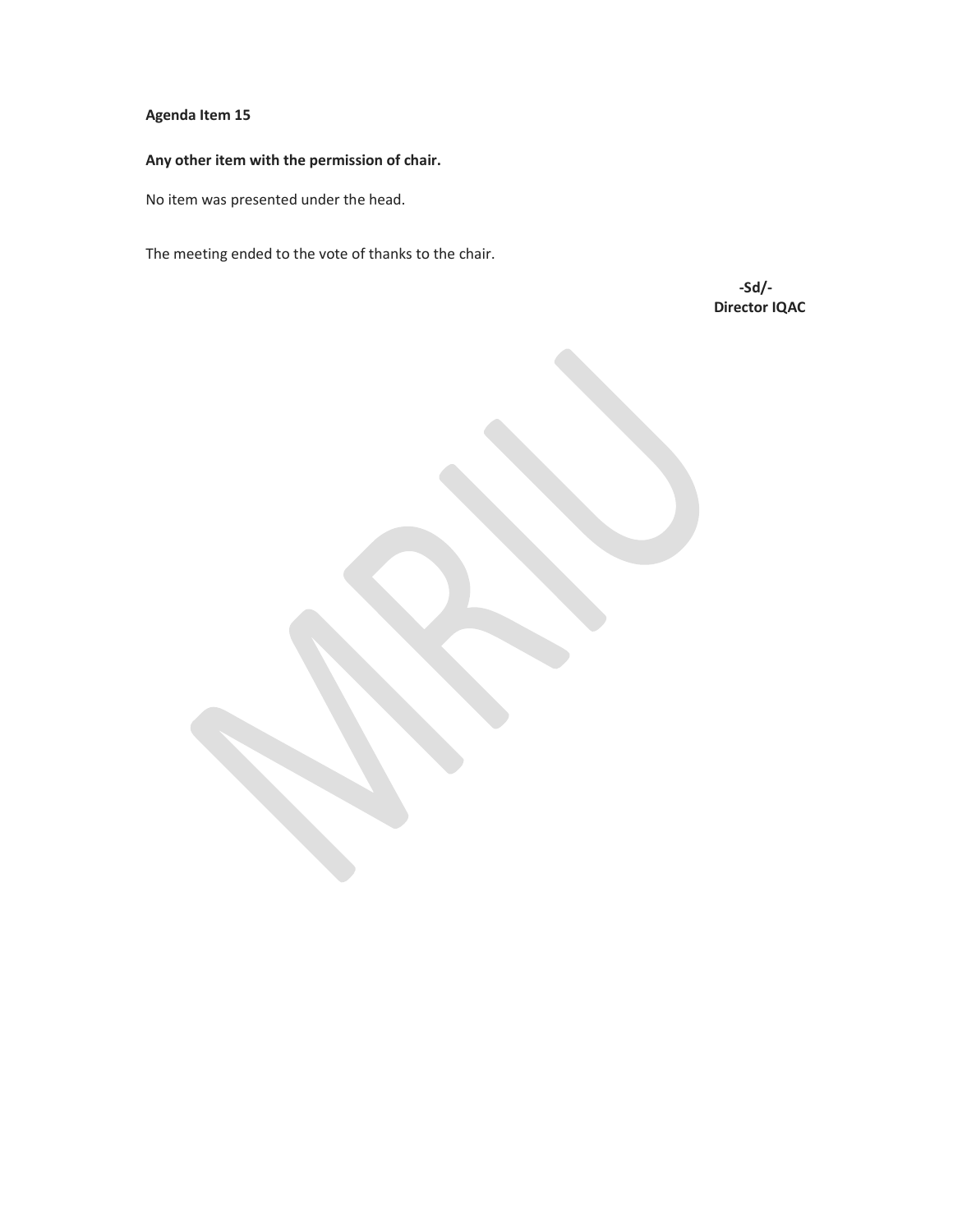**Agenda Item 15**

**Any other item with the permission of chair.**

No item was presented under the head.

The meeting ended to the vote of thanks to the chair.

**-Sd/-**
**Director IQAC**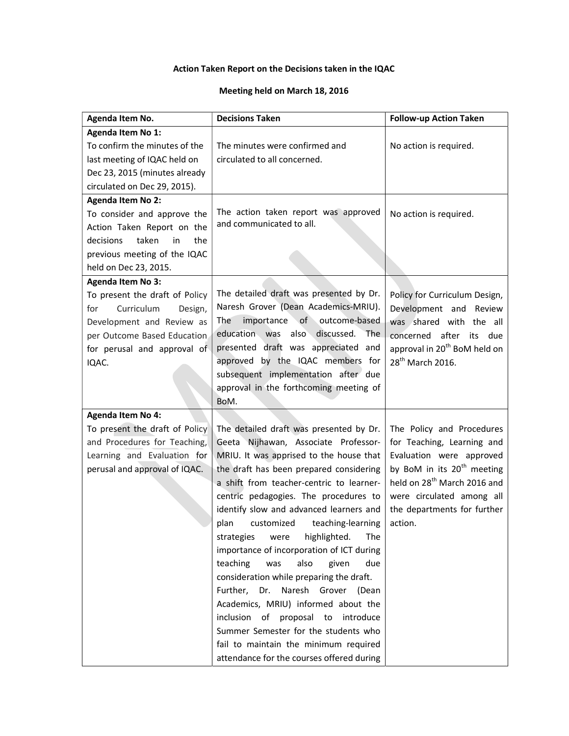**Action Taken Report on the Decisions taken in the IQAC**

**Meeting held on March 18, 2016**

| Agenda Item No. | Decisions Taken | Follow-up Action Taken |
|---|---|---|
| **Agenda Item No 1:** To confirm the minutes of the last meeting of IQAC held on Dec 23, 2015 (minutes already circulated on Dec 29, 2015). | The minutes were confirmed and circulated to all concerned. | No action is required. |
| **Agenda Item No 2:** To consider and approve the Action Taken Report on the decisions taken in the previous meeting of the IQAC held on Dec 23, 2015. | The action taken report was approved and communicated to all. | No action is required. |
| **Agenda Item No 3:** To present the draft of Policy for Curriculum Design, Development and Review as per Outcome Based Education for perusal and approval of IQAC. | The detailed draft was presented by Dr. Naresh Grover (Dean Academics-MRIU). The importance of outcome-based education was also discussed. The presented draft was appreciated and approved by the IQAC members for subsequent implementation after due approval in the forthcoming meeting of BoM. | Policy for Curriculum Design, Development and Review was shared with the all concerned after its due approval in 20th BoM held on 28th March 2016. |
| **Agenda Item No 4:** To present the draft of Policy and Procedures for Teaching, Learning and Evaluation for perusal and approval of IQAC. | The detailed draft was presented by Dr. Geeta Nijhawan, Associate Professor-MRIU. It was apprised to the house that the draft has been prepared considering a shift from teacher-centric to learner-centric pedagogies. The procedures to identify slow and advanced learners and plan customized teaching-learning strategies were highlighted. The importance of incorporation of ICT during teaching was also given due consideration while preparing the draft. Further, Dr. Naresh Grover (Dean Academics, MRIU) informed about the inclusion of proposal to introduce Summer Semester for the students who fail to maintain the minimum required attendance for the courses offered during | The Policy and Procedures for Teaching, Learning and Evaluation were approved by BoM in its 20th meeting held on 28th March 2016 and were circulated among all the departments for further action. |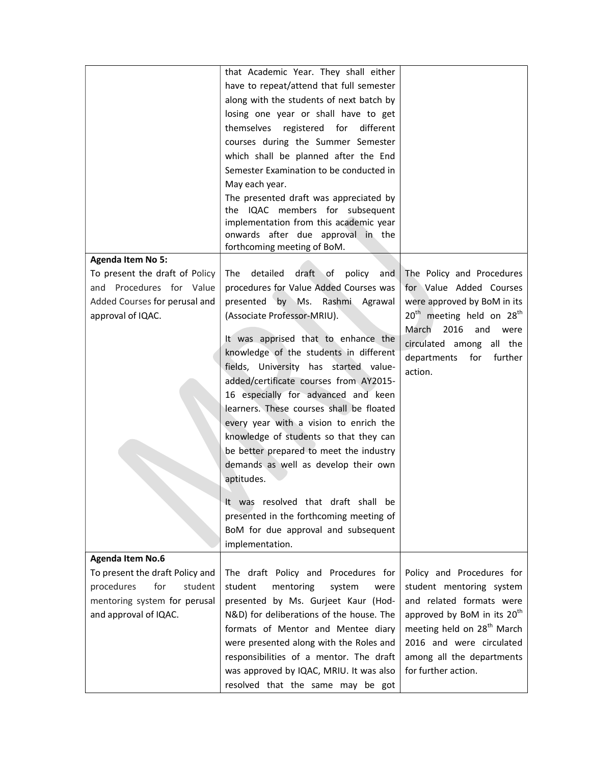| | | |
|---|---|---|
| | that Academic Year. They shall either have to repeat/attend that full semester along with the students of next batch by losing one year or shall have to get themselves registered for different courses during the Summer Semester which shall be planned after the End Semester Examination to be conducted in May each year.<br>The presented draft was appreciated by the IQAC members for subsequent implementation from this academic year onwards after due approval in the forthcoming meeting of BoM. | |
| **Agenda Item No 5:**<br>To present the draft of Policy and Procedures for Value Added Courses for perusal and approval of IQAC. | The detailed draft of policy and procedures for Value Added Courses was presented by Ms. Rashmi Agrawal (Associate Professor-MRIU).<br><br>It was apprised that to enhance the knowledge of the students in different fields, University has started value-added/certificate courses from AY2015-16 especially for advanced and keen learners. These courses shall be floated every year with a vision to enrich the knowledge of students so that they can be better prepared to meet the industry demands as well as develop their own aptitudes.<br><br>It was resolved that draft shall be presented in the forthcoming meeting of BoM for due approval and subsequent implementation. | The Policy and Procedures for Value Added Courses were approved by BoM in its 20th meeting held on 28th March 2016 and were circulated among all the departments for further action. |
| **Agenda Item No.6**<br>To present the draft Policy and procedures for student mentoring system for perusal and approval of IQAC. | The draft Policy and Procedures for student mentoring system were presented by Ms. Gurjeet Kaur (Hod-N&D) for deliberations of the house. The formats of Mentor and Mentee diary were presented along with the Roles and responsibilities of a mentor. The draft was approved by IQAC, MRIU. It was also resolved that the same may be got | Policy and Procedures for student mentoring system and related formats were approved by BoM in its 20th meeting held on 28th March 2016 and were circulated among all the departments for further action. |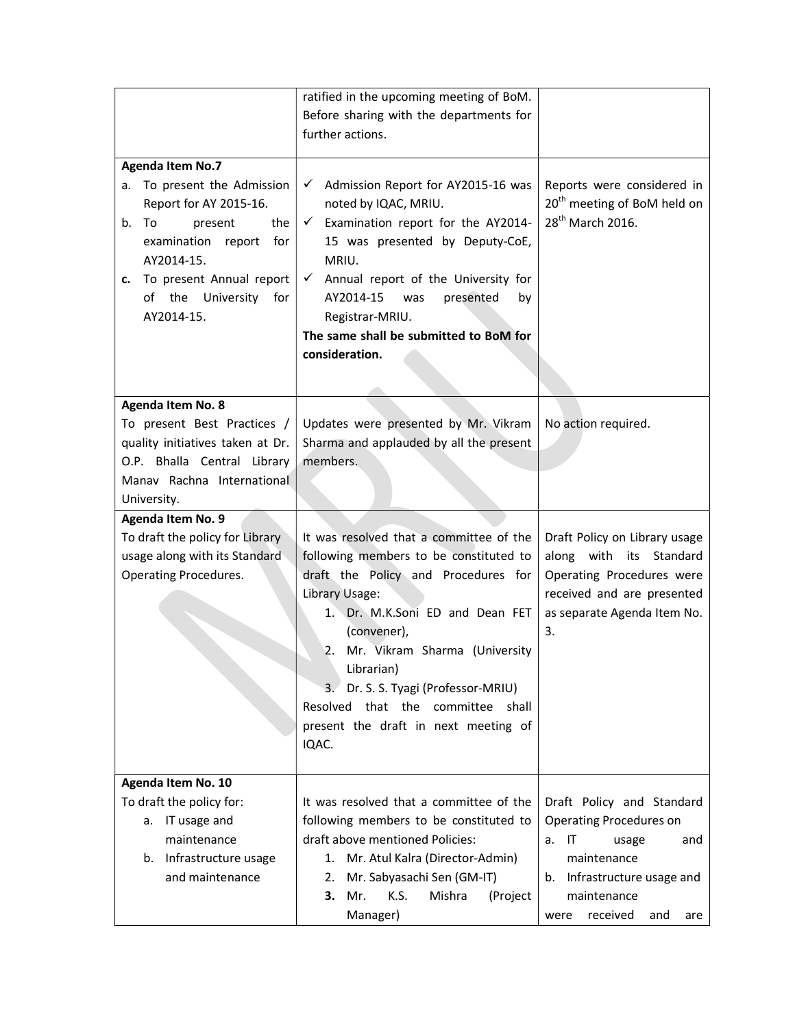| | | |
|---|---|---|
| | ratified in the upcoming meeting of BoM. Before sharing with the departments for further actions. | |
| **Agenda Item No.7**<br>a. To present the Admission Report for AY 2015-16.<br>b. To present the examination report for AY2014-15.<br>**c.** To present Annual report of the University for AY2014-15. | ✓ Admission Report for AY2015-16 was noted by IQAC, MRIU.<br>✓ Examination report for the AY2014-15 was presented by Deputy-CoE, MRIU.<br>✓ Annual report of the University for AY2014-15 was presented by Registrar-MRIU.<br>**The same shall be submitted to BoM for consideration.** | Reports were considered in 20th meeting of BoM held on 28th March 2016. |
| **Agenda Item No. 8**<br>To present Best Practices / quality initiatives taken at Dr. O.P. Bhalla Central Library Manav Rachna International University. | Updates were presented by Mr. Vikram Sharma and applauded by all the present members. | No action required. |
| **Agenda Item No. 9**<br>To draft the policy for Library usage along with its Standard Operating Procedures. | It was resolved that a committee of the following members to be constituted to draft the Policy and Procedures for Library Usage:<br>1. Dr. M.K.Soni ED and Dean FET (convener),<br>2. Mr. Vikram Sharma (University Librarian)<br>3. Dr. S. S. Tyagi (Professor-MRIU)<br>Resolved that the committee shall present the draft in next meeting of IQAC. | Draft Policy on Library usage along with its Standard Operating Procedures were received and are presented as separate Agenda Item No. 3. |
| **Agenda Item No. 10**<br>To draft the policy for:<br>a. IT usage and maintenance<br>b. Infrastructure usage and maintenance | It was resolved that a committee of the following members to be constituted to draft above mentioned Policies:<br>1. Mr. Atul Kalra (Director-Admin)<br>2. Mr. Sabyasachi Sen (GM-IT)<br>**3.** Mr. K.S. Mishra (Project Manager) | Draft Policy and Standard Operating Procedures on<br>a. IT usage and maintenance<br>b. Infrastructure usage and maintenance<br>were received and are |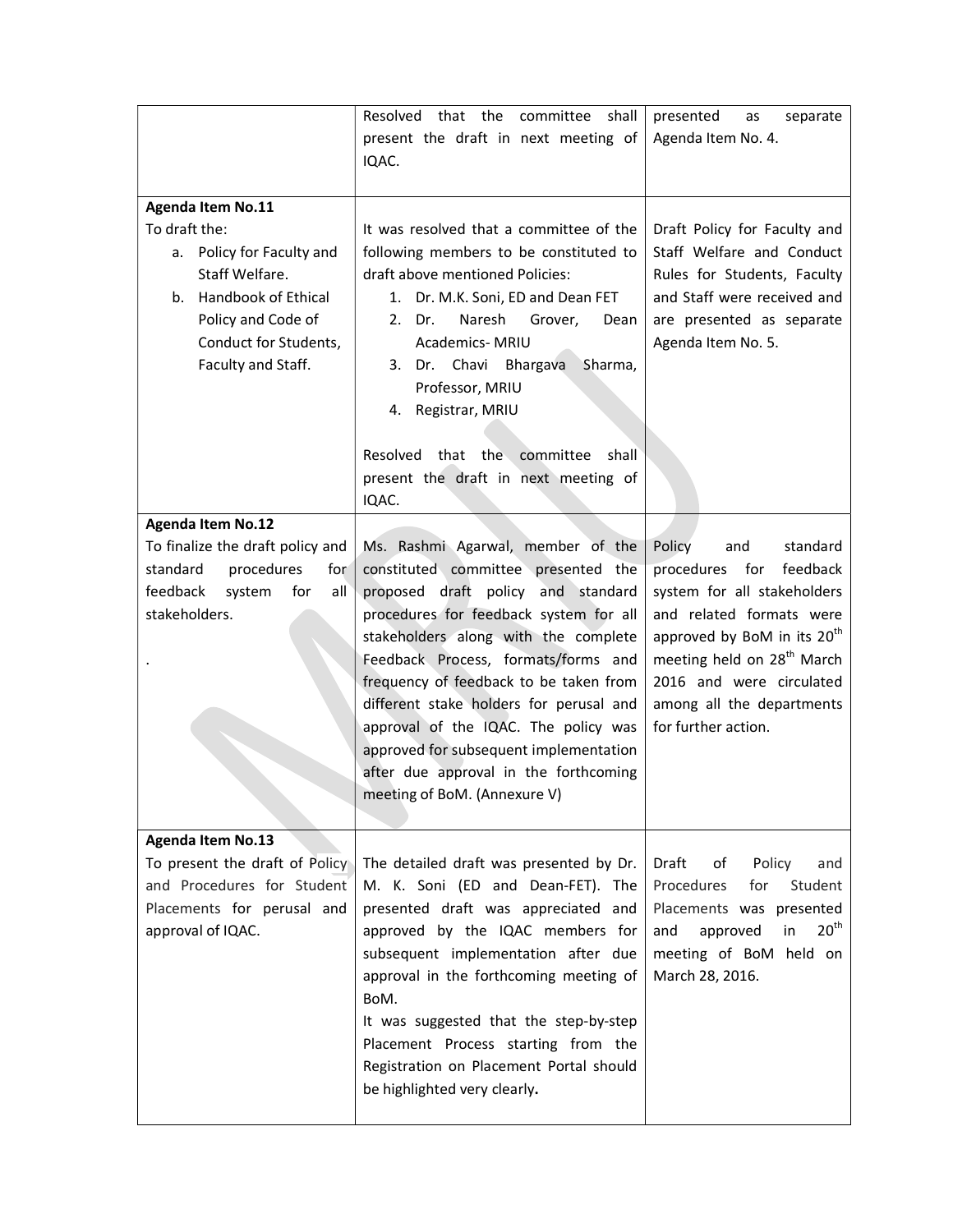| | | |
|---|---|---|
| | Resolved that the committee shall present the draft in next meeting of IQAC. | presented as separate Agenda Item No. 4. |
| **Agenda Item No.11**<br>To draft the:<br>a. Policy for Faculty and Staff Welfare.<br>b. Handbook of Ethical Policy and Code of Conduct for Students, Faculty and Staff. | It was resolved that a committee of the following members to be constituted to draft above mentioned Policies:<br>1. Dr. M.K. Soni, ED and Dean FET<br>2. Dr. Naresh Grover, Dean Academics- MRIU<br>3. Dr. Chavi Bhargava Sharma, Professor, MRIU<br>4. Registrar, MRIU<br><br>Resolved that the committee shall present the draft in next meeting of IQAC. | Draft Policy for Faculty and Staff Welfare and Conduct Rules for Students, Faculty and Staff were received and are presented as separate Agenda Item No. 5. |
| **Agenda Item No.12**<br>To finalize the draft policy and standard procedures for feedback system for all stakeholders.<br><br>. | Ms. Rashmi Agarwal, member of the constituted committee presented the proposed draft policy and standard procedures for feedback system for all stakeholders along with the complete Feedback Process, formats/forms and frequency of feedback to be taken from different stake holders for perusal and approval of the IQAC. The policy was approved for subsequent implementation after due approval in the forthcoming meeting of BoM. (Annexure V) | Policy and standard procedures for feedback system for all stakeholders and related formats were approved by BoM in its 20th meeting held on 28th March 2016 and were circulated among all the departments for further action. |
| **Agenda Item No.13**<br>To present the draft of Policy and Procedures for Student Placements for perusal and approval of IQAC. | The detailed draft was presented by Dr. M. K. Soni (ED and Dean-FET). The presented draft was appreciated and approved by the IQAC members for subsequent implementation after due approval in the forthcoming meeting of BoM.<br>It was suggested that the step-by-step Placement Process starting from the Registration on Placement Portal should be highlighted very clearly**.** | Draft of Policy and Procedures for Student Placements was presented and approved in 20th meeting of BoM held on March 28, 2016. |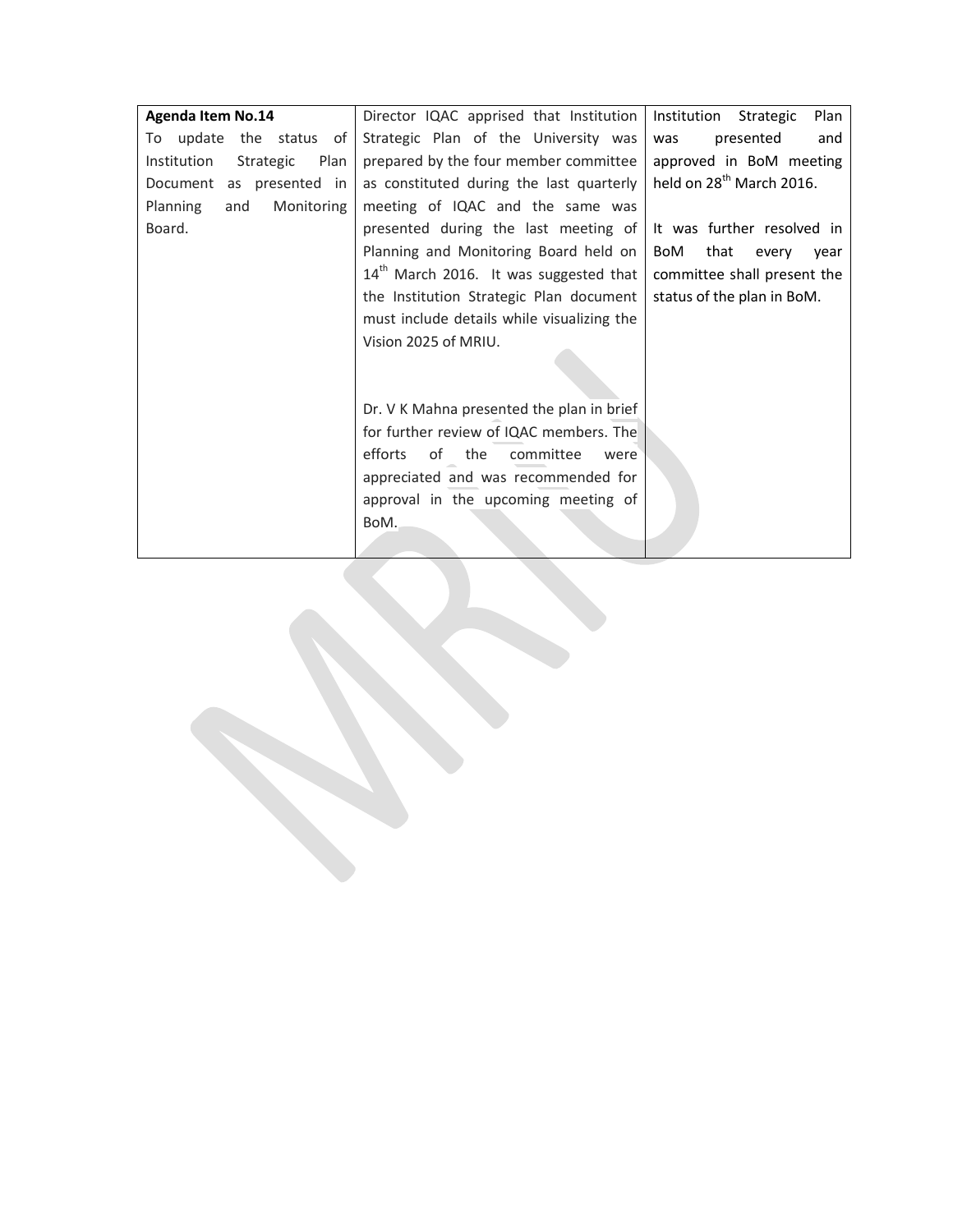| **Agenda Item No.14** To update the status of Institution Strategic Plan Document as presented in Planning and Monitoring Board. | Director IQAC apprised that Institution Strategic Plan of the University was prepared by the four member committee as constituted during the last quarterly meeting of IQAC and the same was presented during the last meeting of Planning and Monitoring Board held on 14th March 2016. It was suggested that the Institution Strategic Plan document must include details while visualizing the Vision 2025 of MRIU.<br><br>Dr. V K Mahna presented the plan in brief for further review of IQAC members. The efforts of the committee were appreciated and was recommended for approval in the upcoming meeting of BoM. | Institution Strategic Plan was presented and approved in BoM meeting held on 28th March 2016.<br><br>It was further resolved in BoM that every year committee shall present the status of the plan in BoM. |
|---|---|---|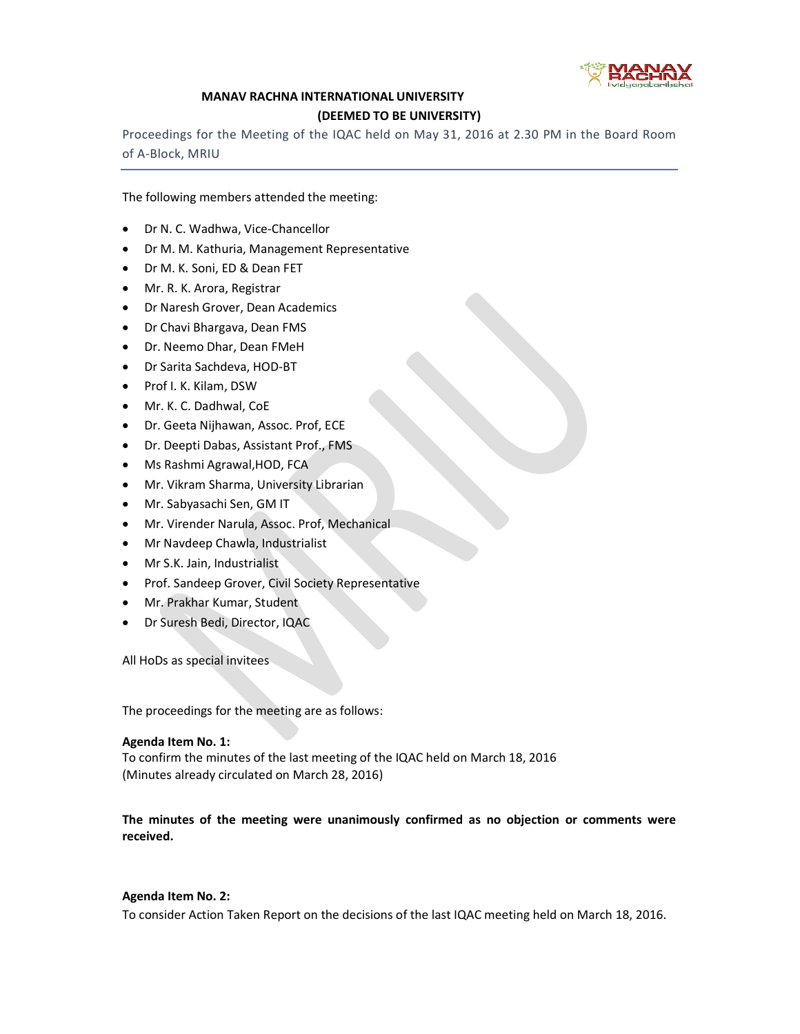**MANAV RACHNA INTERNATIONAL UNIVERSITY**
**(DEEMED TO BE UNIVERSITY)**

Proceedings for the Meeting of the IQAC held on May 31, 2016 at 2.30 PM in the Board Room of A-Block, MRIU

The following members attended the meeting:

- Dr N. C. Wadhwa, Vice-Chancellor
- Dr M. M. Kathuria, Management Representative
- Dr M. K. Soni, ED & Dean FET
- Mr. R. K. Arora, Registrar
- Dr Naresh Grover, Dean Academics
- Dr Chavi Bhargava, Dean FMS
- Dr. Neemo Dhar, Dean FMeH
- Dr Sarita Sachdeva, HOD-BT
- Prof I. K. Kilam, DSW
- Mr. K. C. Dadhwal, CoE
- Dr. Geeta Nijhawan, Assoc. Prof, ECE
- Dr. Deepti Dabas, Assistant Prof., FMS
- Ms Rashmi Agrawal,HOD, FCA
- Mr. Vikram Sharma, University Librarian
- Mr. Sabyasachi Sen, GM IT
- Mr. Virender Narula, Assoc. Prof, Mechanical
- Mr Navdeep Chawla, Industrialist
- Mr S.K. Jain, Industrialist
- Prof. Sandeep Grover, Civil Society Representative
- Mr. Prakhar Kumar, Student
- Dr Suresh Bedi, Director, IQAC

All HoDs as special invitees

The proceedings for the meeting are as follows:

**Agenda Item No. 1:**
To confirm the minutes of the last meeting of the IQAC held on March 18, 2016
(Minutes already circulated on March 28, 2016)

**The minutes of the meeting were unanimously confirmed as no objection or comments were received.**

**Agenda Item No. 2:**
To consider Action Taken Report on the decisions of the last IQAC meeting held on March 18, 2016.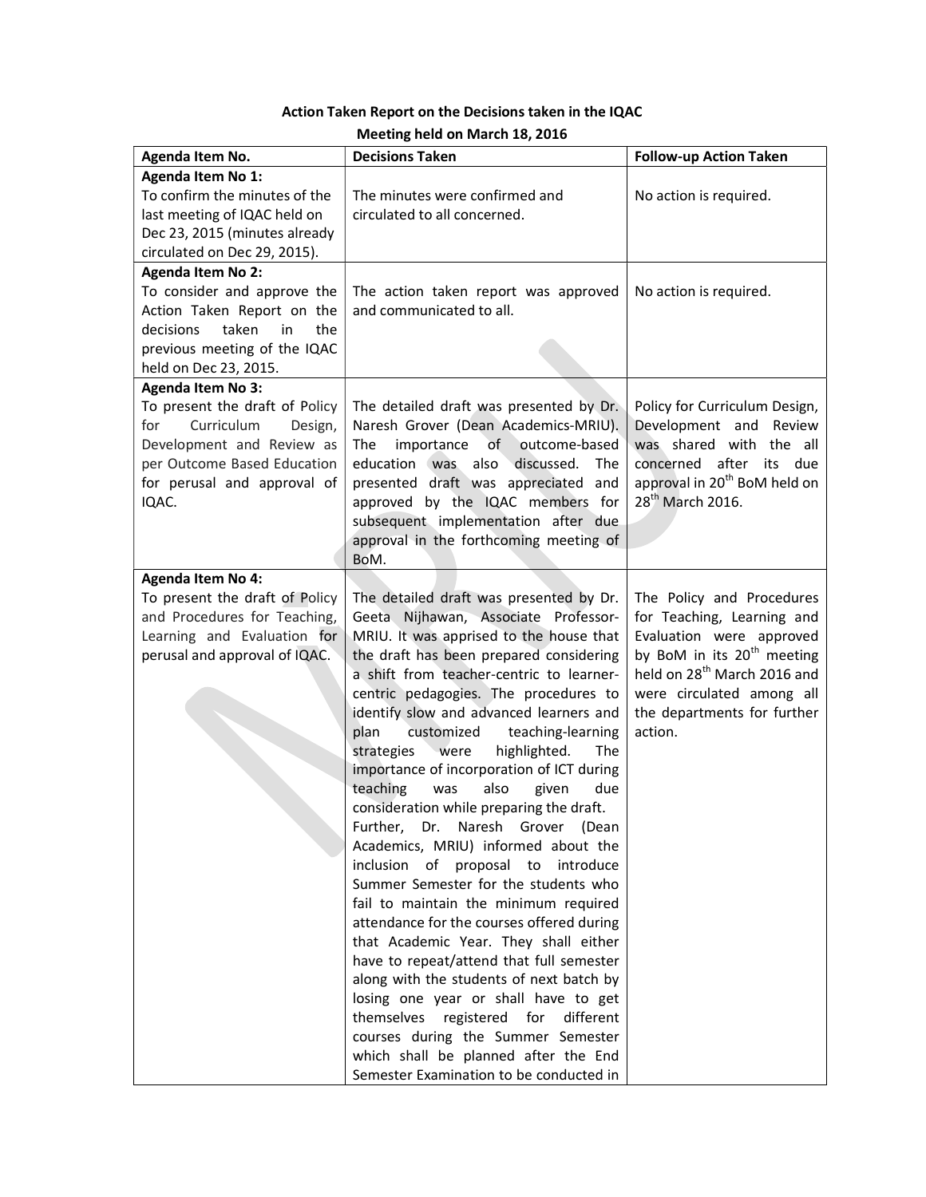**Action Taken Report on the Decisions taken in the IQAC Meeting held on March 18, 2016**

| Agenda Item No. | Decisions Taken | Follow-up Action Taken |
|---|---|---|
| **Agenda Item No 1:** To confirm the minutes of the last meeting of IQAC held on Dec 23, 2015 (minutes already circulated on Dec 29, 2015). | The minutes were confirmed and circulated to all concerned. | No action is required. |
| **Agenda Item No 2:** To consider and approve the Action Taken Report on the decisions taken in the previous meeting of the IQAC held on Dec 23, 2015. | The action taken report was approved and communicated to all. | No action is required. |
| **Agenda Item No 3:** To present the draft of Policy for Curriculum Design, Development and Review as per Outcome Based Education for perusal and approval of IQAC. | The detailed draft was presented by Dr. Naresh Grover (Dean Academics-MRIU). The importance of outcome-based education was also discussed. The presented draft was appreciated and approved by the IQAC members for subsequent implementation after due approval in the forthcoming meeting of BoM. | Policy for Curriculum Design, Development and Review was shared with the all concerned after its due approval in 20th BoM held on 28th March 2016. |
| **Agenda Item No 4:** To present the draft of Policy and Procedures for Teaching, Learning and Evaluation for perusal and approval of IQAC. | The detailed draft was presented by Dr. Geeta Nijhawan, Associate Professor-MRIU. It was apprised to the house that the draft has been prepared considering a shift from teacher-centric to learner-centric pedagogies. The procedures to identify slow and advanced learners and plan customized teaching-learning strategies were highlighted. The importance of incorporation of ICT during teaching was also given due consideration while preparing the draft. Further, Dr. Naresh Grover (Dean Academics, MRIU) informed about the inclusion of proposal to introduce Summer Semester for the students who fail to maintain the minimum required attendance for the courses offered during that Academic Year. They shall either have to repeat/attend that full semester along with the students of next batch by losing one year or shall have to get themselves registered for different courses during the Summer Semester which shall be planned after the End Semester Examination to be conducted in | The Policy and Procedures for Teaching, Learning and Evaluation were approved by BoM in its 20th meeting held on 28th March 2016 and were circulated among all the departments for further action. |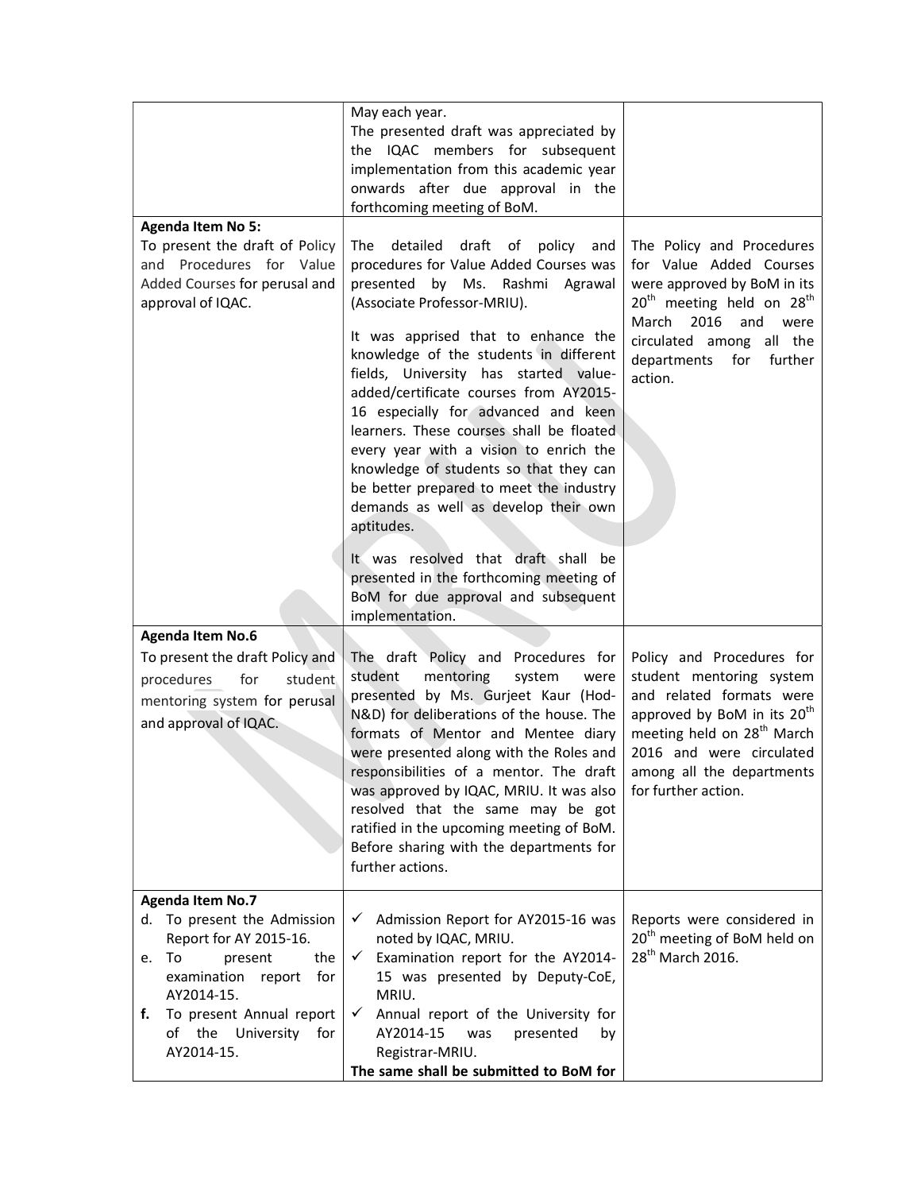| | | |
|---|---|---|
| | May each year.<br>The presented draft was appreciated by the IQAC members for subsequent implementation from this academic year onwards after due approval in the forthcoming meeting of BoM. | |
| **Agenda Item No 5:**<br>To present the draft of Policy and Procedures for Value Added Courses for perusal and approval of IQAC. | The detailed draft of policy and procedures for Value Added Courses was presented by Ms. Rashmi Agrawal (Associate Professor-MRIU).<br><br>It was apprised that to enhance the knowledge of the students in different fields, University has started value-added/certificate courses from AY2015-16 especially for advanced and keen learners. These courses shall be floated every year with a vision to enrich the knowledge of students so that they can be better prepared to meet the industry demands as well as develop their own aptitudes.<br><br>It was resolved that draft shall be presented in the forthcoming meeting of BoM for due approval and subsequent implementation. | The Policy and Procedures for Value Added Courses were approved by BoM in its 20th meeting held on 28th March 2016 and were circulated among all the departments for further action. |
| **Agenda Item No.6**<br>To present the draft Policy and procedures for student mentoring system for perusal and approval of IQAC. | The draft Policy and Procedures for student mentoring system were presented by Ms. Gurjeet Kaur (Hod-N&D) for deliberations of the house. The formats of Mentor and Mentee diary were presented along with the Roles and responsibilities of a mentor. The draft was approved by IQAC, MRIU. It was also resolved that the same may be got ratified in the upcoming meeting of BoM. Before sharing with the departments for further actions. | Policy and Procedures for student mentoring system and related formats were approved by BoM in its 20th meeting held on 28th March 2016 and were circulated among all the departments for further action. |
| **Agenda Item No.7**<br>d. To present the Admission Report for AY 2015-16.<br>e. To present the examination report for AY2014-15.<br>**f.** To present Annual report of the University for AY2014-15. | ✓ Admission Report for AY2015-16 was noted by IQAC, MRIU.<br>✓ Examination report for the AY2014-15 was presented by Deputy-CoE, MRIU.<br>✓ Annual report of the University for AY2014-15 was presented by Registrar-MRIU.<br>**The same shall be submitted to BoM for** | Reports were considered in 20th meeting of BoM held on 28th March 2016. |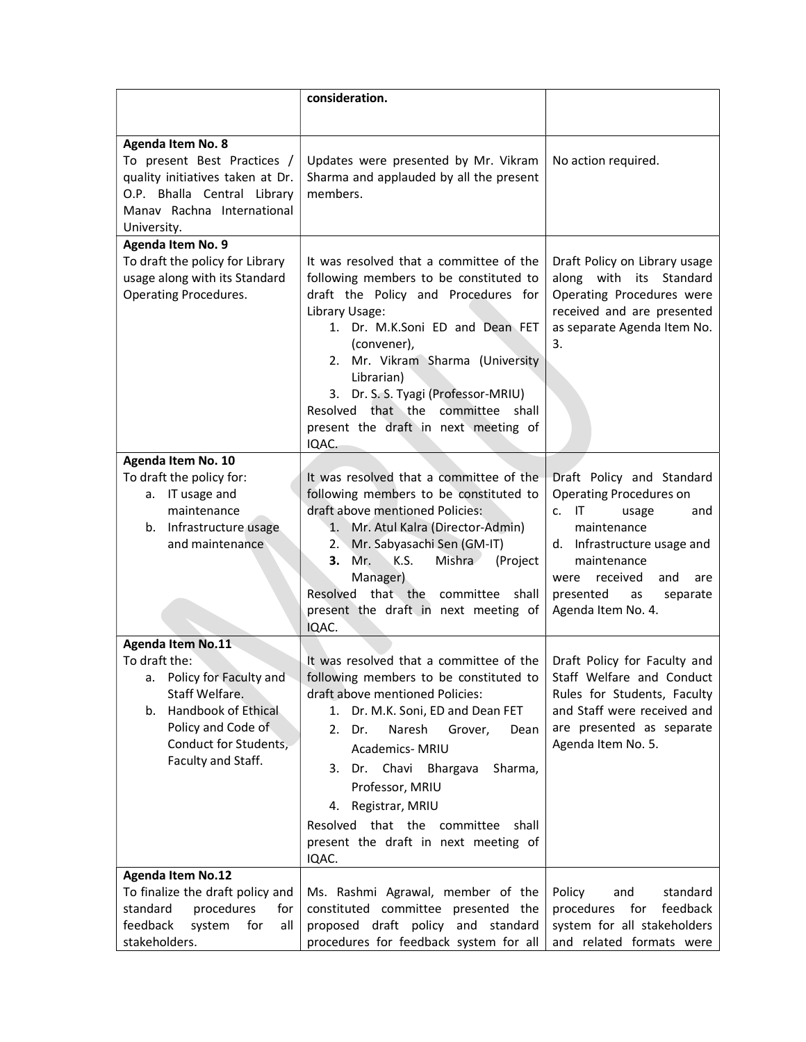| | | |
|---|---|---|
| | **consideration.** | |
| **Agenda Item No. 8**<br>To present Best Practices / quality initiatives taken at Dr. O.P. Bhalla Central Library Manav Rachna International University. | Updates were presented by Mr. Vikram Sharma and applauded by all the present members. | No action required. |
| **Agenda Item No. 9**<br>To draft the policy for Library usage along with its Standard Operating Procedures. | It was resolved that a committee of the following members to be constituted to draft the Policy and Procedures for Library Usage:<br>1. Dr. M.K.Soni ED and Dean FET (convener),<br>2. Mr. Vikram Sharma (University Librarian)<br>3. Dr. S. S. Tyagi (Professor-MRIU)<br>Resolved that the committee shall present the draft in next meeting of IQAC. | Draft Policy on Library usage along with its Standard Operating Procedures were received and are presented as separate Agenda Item No. 3. |
| **Agenda Item No. 10**<br>To draft the policy for:<br>a. IT usage and maintenance<br>b. Infrastructure usage and maintenance | It was resolved that a committee of the following members to be constituted to draft above mentioned Policies:<br>1. Mr. Atul Kalra (Director-Admin)<br>2. Mr. Sabyasachi Sen (GM-IT)<br>**3.** Mr. K.S. Mishra (Project Manager)<br>Resolved that the committee shall present the draft in next meeting of IQAC. | Draft Policy and Standard Operating Procedures on<br>c. IT usage and maintenance<br>d. Infrastructure usage and maintenance<br>were received and are presented as separate Agenda Item No. 4. |
| **Agenda Item No.11**<br>To draft the:<br>a. Policy for Faculty and Staff Welfare.<br>b. Handbook of Ethical Policy and Code of Conduct for Students, Faculty and Staff. | It was resolved that a committee of the following members to be constituted to draft above mentioned Policies:<br>1. Dr. M.K. Soni, ED and Dean FET<br>2. Dr. Naresh Grover, Dean Academics- MRIU<br>3. Dr. Chavi Bhargava Sharma, Professor, MRIU<br>4. Registrar, MRIU<br>Resolved that the committee shall present the draft in next meeting of IQAC. | Draft Policy for Faculty and Staff Welfare and Conduct Rules for Students, Faculty and Staff were received and are presented as separate Agenda Item No. 5. |
| **Agenda Item No.12**<br>To finalize the draft policy and standard procedures for feedback system for all stakeholders. | Ms. Rashmi Agrawal, member of the constituted committee presented the proposed draft policy and standard procedures for feedback system for all | Policy and standard procedures for feedback system for all stakeholders and related formats were |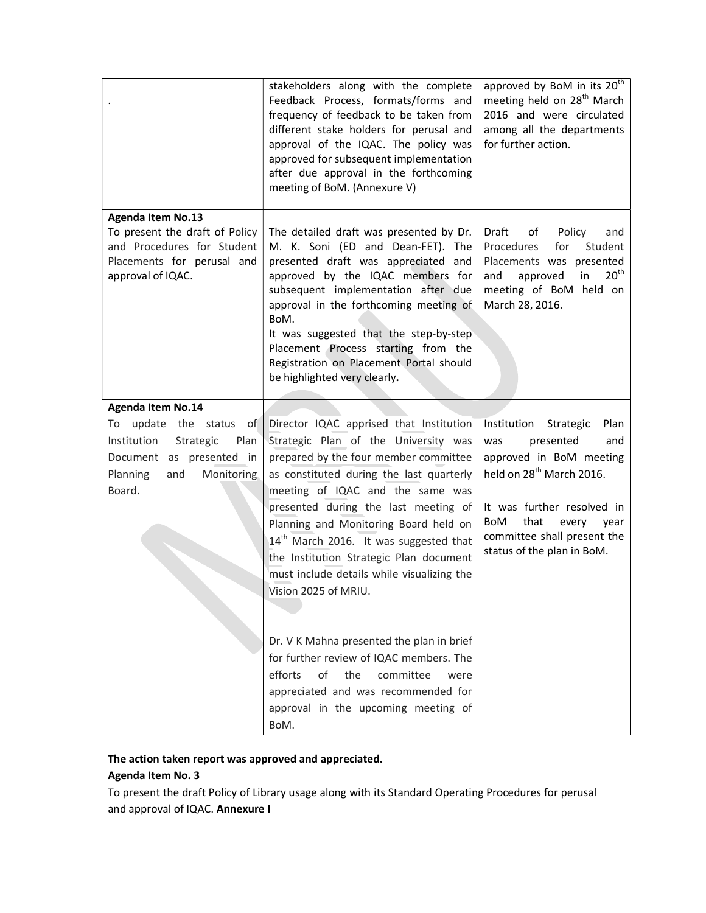| | | |
|---|---|---|
| . | stakeholders along with the complete Feedback Process, formats/forms and frequency of feedback to be taken from different stake holders for perusal and approval of the IQAC. The policy was approved for subsequent implementation after due approval in the forthcoming meeting of BoM. (Annexure V) | approved by BoM in its 20th meeting held on 28th March 2016 and were circulated among all the departments for further action. |
| **Agenda Item No.13**<br>To present the draft of Policy and Procedures for Student Placements for perusal and approval of IQAC. | The detailed draft was presented by Dr. M. K. Soni (ED and Dean-FET). The presented draft was appreciated and approved by the IQAC members for subsequent implementation after due approval in the forthcoming meeting of BoM.<br>It was suggested that the step-by-step Placement Process starting from the Registration on Placement Portal should be highlighted very clearly**.** | Draft of Policy and Procedures for Student Placements was presented and approved in 20th meeting of BoM held on March 28, 2016. |
| **Agenda Item No.14**<br>To update the status of Institution Strategic Plan Document as presented in Planning and Monitoring Board. | Director IQAC apprised that Institution Strategic Plan of the University was prepared by the four member committee as constituted during the last quarterly meeting of IQAC and the same was presented during the last meeting of Planning and Monitoring Board held on 14th March 2016. It was suggested that the Institution Strategic Plan document must include details while visualizing the Vision 2025 of MRIU.<br><br>Dr. V K Mahna presented the plan in brief for further review of IQAC members. The efforts of the committee were appreciated and was recommended for approval in the upcoming meeting of BoM. | Institution Strategic Plan was presented and approved in BoM meeting held on 28th March 2016.<br><br>It was further resolved in BoM that every year committee shall present the status of the plan in BoM. |

**The action taken report was approved and appreciated.**

**Agenda Item No. 3**

To present the draft Policy of Library usage along with its Standard Operating Procedures for perusal and approval of IQAC. **Annexure I**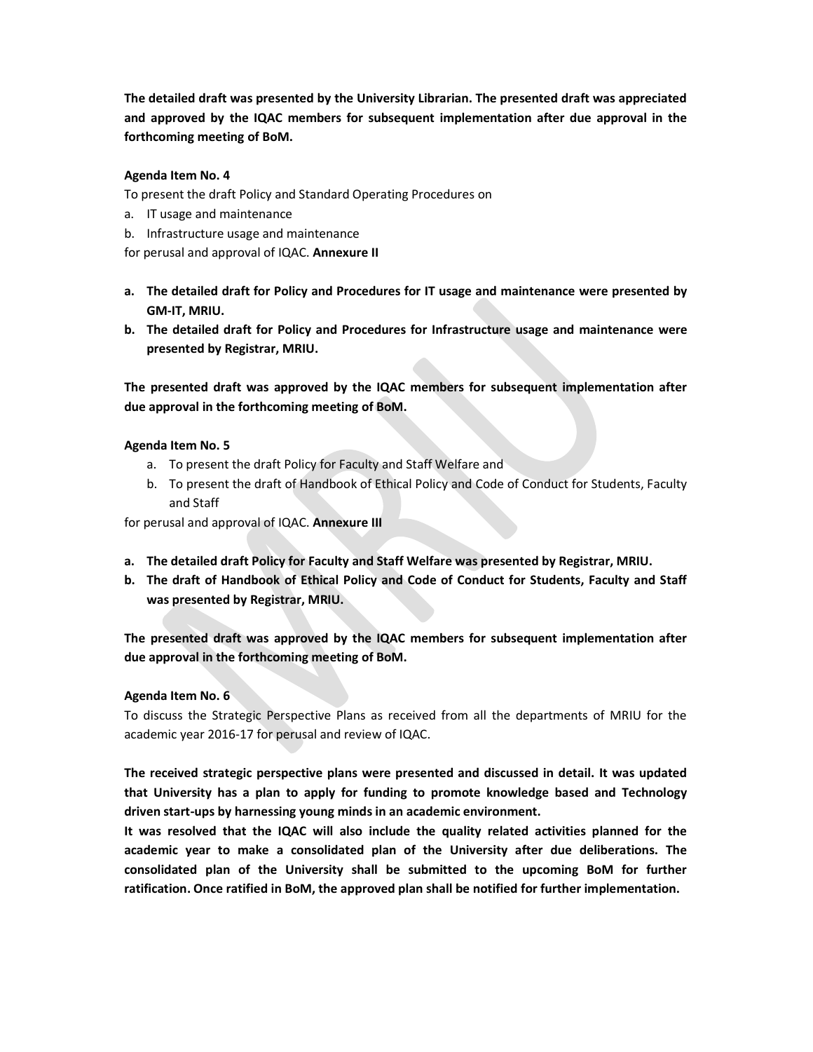**The detailed draft was presented by the University Librarian. The presented draft was appreciated and approved by the IQAC members for subsequent implementation after due approval in the forthcoming meeting of BoM.**

**Agenda Item No. 4**

To present the draft Policy and Standard Operating Procedures on

a. IT usage and maintenance
b. Infrastructure usage and maintenance

for perusal and approval of IQAC. **Annexure II**

**a. The detailed draft for Policy and Procedures for IT usage and maintenance were presented by GM-IT, MRIU.**
**b. The detailed draft for Policy and Procedures for Infrastructure usage and maintenance were presented by Registrar, MRIU.**

**The presented draft was approved by the IQAC members for subsequent implementation after due approval in the forthcoming meeting of BoM.**

**Agenda Item No. 5**

a. To present the draft Policy for Faculty and Staff Welfare and
b. To present the draft of Handbook of Ethical Policy and Code of Conduct for Students, Faculty and Staff

for perusal and approval of IQAC. **Annexure III**

**a. The detailed draft Policy for Faculty and Staff Welfare was presented by Registrar, MRIU.**
**b. The draft of Handbook of Ethical Policy and Code of Conduct for Students, Faculty and Staff was presented by Registrar, MRIU.**

**The presented draft was approved by the IQAC members for subsequent implementation after due approval in the forthcoming meeting of BoM.**

**Agenda Item No. 6**

To discuss the Strategic Perspective Plans as received from all the departments of MRIU for the academic year 2016-17 for perusal and review of IQAC.

**The received strategic perspective plans were presented and discussed in detail. It was updated that University has a plan to apply for funding to promote knowledge based and Technology driven start-ups by harnessing young minds in an academic environment.**

**It was resolved that the IQAC will also include the quality related activities planned for the academic year to make a consolidated plan of the University after due deliberations. The consolidated plan of the University shall be submitted to the upcoming BoM for further ratification. Once ratified in BoM, the approved plan shall be notified for further implementation.**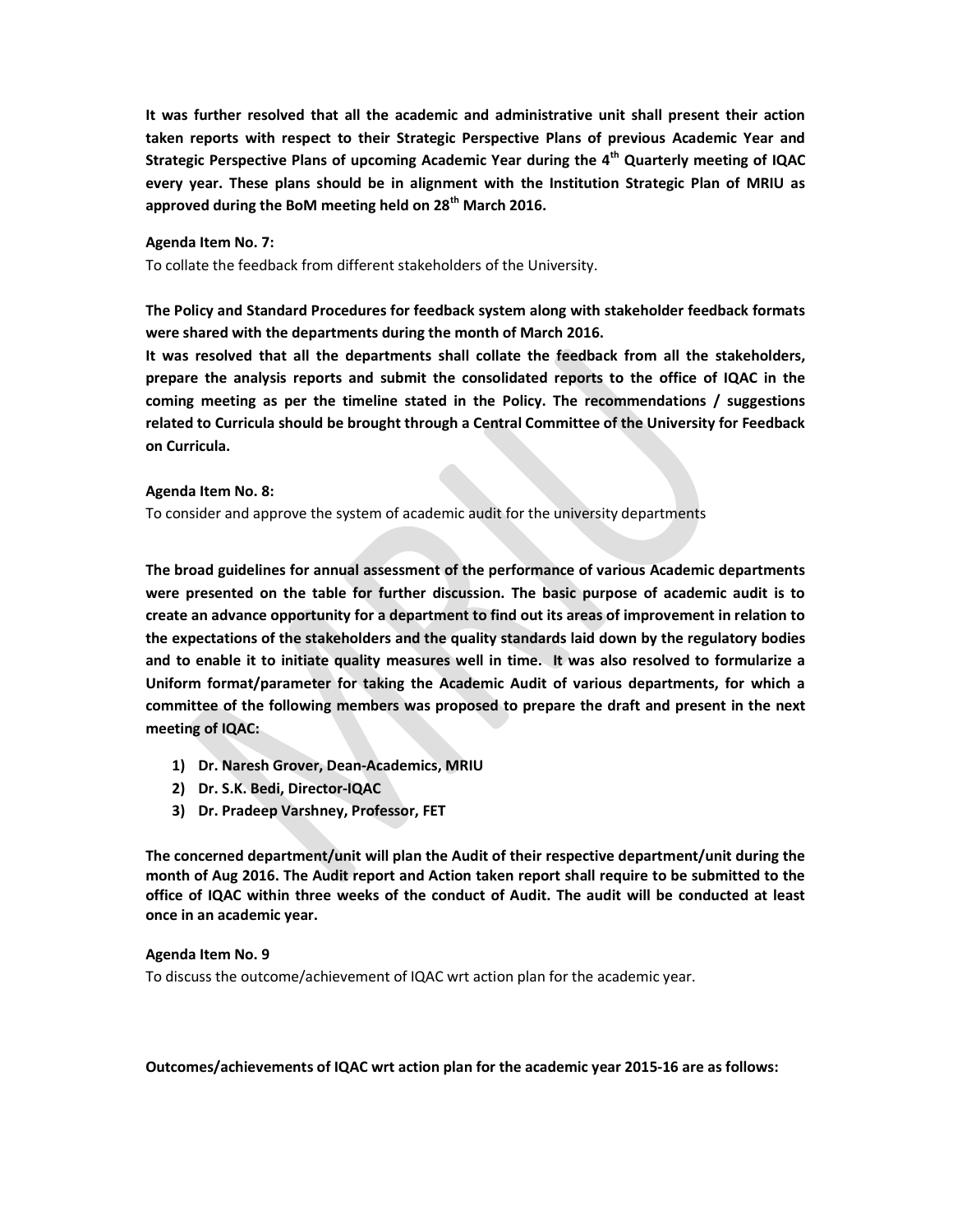**It was further resolved that all the academic and administrative unit shall present their action taken reports with respect to their Strategic Perspective Plans of previous Academic Year and Strategic Perspective Plans of upcoming Academic Year during the 4th Quarterly meeting of IQAC every year. These plans should be in alignment with the Institution Strategic Plan of MRIU as approved during the BoM meeting held on 28th March 2016.**

**Agenda Item No. 7:**

To collate the feedback from different stakeholders of the University.

**The Policy and Standard Procedures for feedback system along with stakeholder feedback formats were shared with the departments during the month of March 2016.**

**It was resolved that all the departments shall collate the feedback from all the stakeholders, prepare the analysis reports and submit the consolidated reports to the office of IQAC in the coming meeting as per the timeline stated in the Policy. The recommendations / suggestions related to Curricula should be brought through a Central Committee of the University for Feedback on Curricula.**

**Agenda Item No. 8:**

To consider and approve the system of academic audit for the university departments

**The broad guidelines for annual assessment of the performance of various Academic departments were presented on the table for further discussion. The basic purpose of academic audit is to create an advance opportunity for a department to find out its areas of improvement in relation to the expectations of the stakeholders and the quality standards laid down by the regulatory bodies and to enable it to initiate quality measures well in time. It was also resolved to formularize a Uniform format/parameter for taking the Academic Audit of various departments, for which a committee of the following members was proposed to prepare the draft and present in the next meeting of IQAC:**

1) **Dr. Naresh Grover, Dean-Academics, MRIU**
2) **Dr. S.K. Bedi, Director-IQAC**
3) **Dr. Pradeep Varshney, Professor, FET**

**The concerned department/unit will plan the Audit of their respective department/unit during the month of Aug 2016. The Audit report and Action taken report shall require to be submitted to the office of IQAC within three weeks of the conduct of Audit. The audit will be conducted at least once in an academic year.**

**Agenda Item No. 9**

To discuss the outcome/achievement of IQAC wrt action plan for the academic year.

**Outcomes/achievements of IQAC wrt action plan for the academic year 2015-16 are as follows:**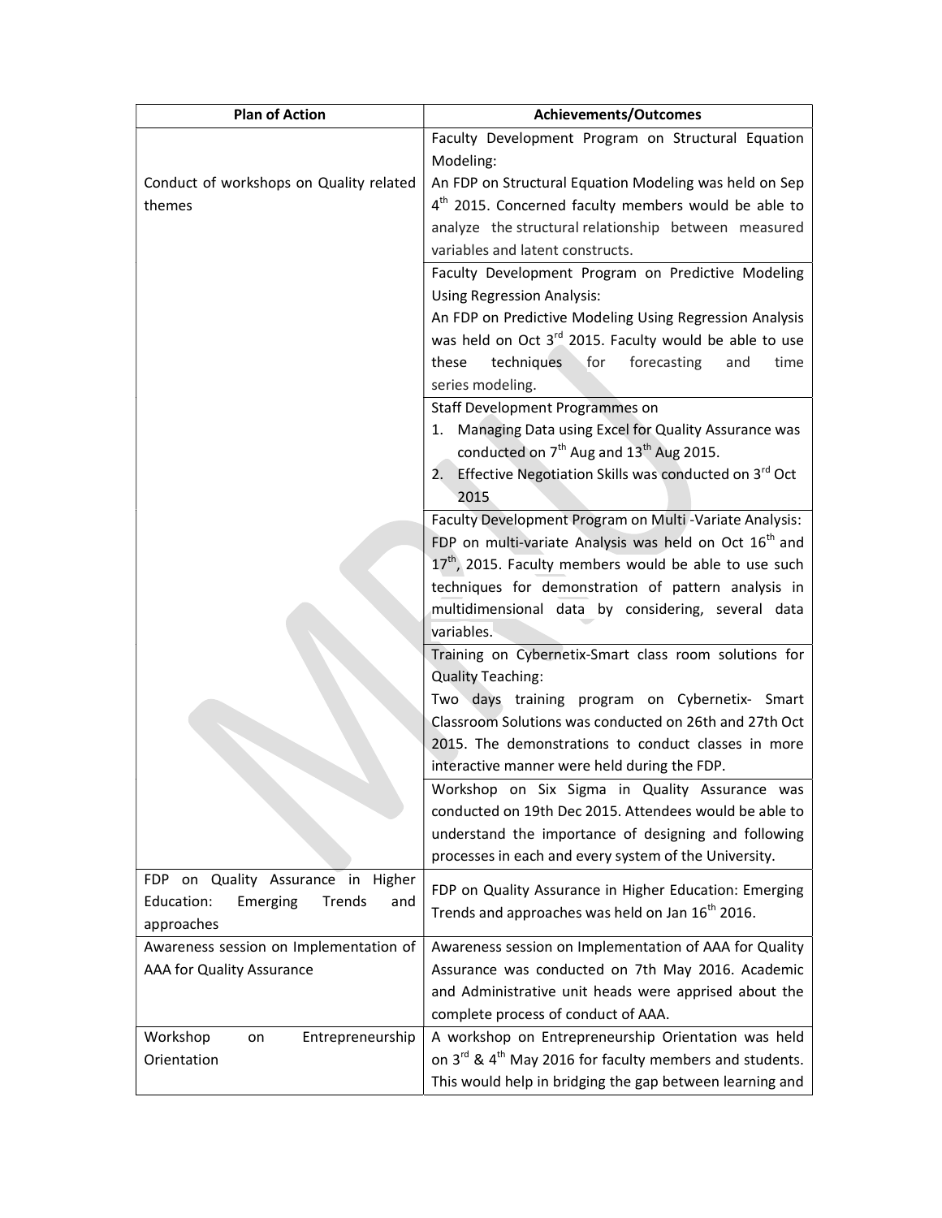| Plan of Action | Achievements/Outcomes |
|---|---|
| Conduct of workshops on Quality related themes | Faculty Development Program on Structural Equation Modeling:<br>An FDP on Structural Equation Modeling was held on Sep 4th 2015. Concerned faculty members would be able to analyze the structural relationship between measured variables and latent constructs. |
| | Faculty Development Program on Predictive Modeling Using Regression Analysis:<br>An FDP on Predictive Modeling Using Regression Analysis was held on Oct 3rd 2015. Faculty would be able to use these techniques for forecasting and time series modeling. |
| | Staff Development Programmes on<br>1. Managing Data using Excel for Quality Assurance was conducted on 7th Aug and 13th Aug 2015.<br>2. Effective Negotiation Skills was conducted on 3rd Oct 2015 |
| | Faculty Development Program on Multi -Variate Analysis:<br>FDP on multi-variate Analysis was held on Oct 16th and 17th, 2015. Faculty members would be able to use such techniques for demonstration of pattern analysis in multidimensional data by considering, several data variables. |
| | Training on Cybernetix-Smart class room solutions for Quality Teaching:<br>Two days training program on Cybernetix- Smart Classroom Solutions was conducted on 26th and 27th Oct 2015. The demonstrations to conduct classes in more interactive manner were held during the FDP. |
| | Workshop on Six Sigma in Quality Assurance was conducted on 19th Dec 2015. Attendees would be able to understand the importance of designing and following processes in each and every system of the University. |
| FDP on Quality Assurance in Higher Education: Emerging Trends and approaches | FDP on Quality Assurance in Higher Education: Emerging Trends and approaches was held on Jan 16th 2016. |
| Awareness session on Implementation of AAA for Quality Assurance | Awareness session on Implementation of AAA for Quality Assurance was conducted on 7th May 2016. Academic and Administrative unit heads were apprised about the complete process of conduct of AAA. |
| Workshop on Entrepreneurship Orientation | A workshop on Entrepreneurship Orientation was held on 3rd & 4th May 2016 for faculty members and students. This would help in bridging the gap between learning and |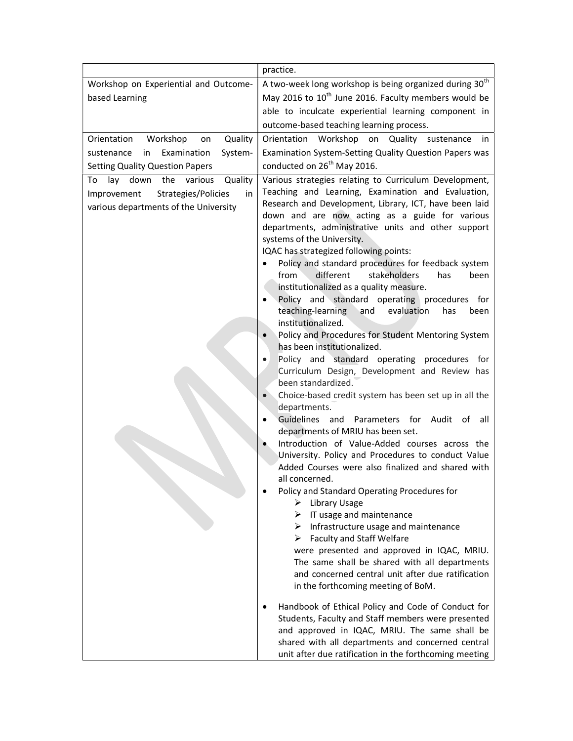| | |
|---|---|
| | practice. |
| Workshop on Experiential and Outcome-based Learning | A two-week long workshop is being organized during 30th May 2016 to 10th June 2016. Faculty members would be able to inculcate experiential learning component in outcome-based teaching learning process. |
| Orientation Workshop on Quality sustenance in Examination System-Setting Quality Question Papers | Orientation Workshop on Quality sustenance in Examination System-Setting Quality Question Papers was conducted on 26th May 2016. |
| To lay down the various Quality Improvement Strategies/Policies in various departments of the University | Various strategies relating to Curriculum Development, Teaching and Learning, Examination and Evaluation, Research and Development, Library, ICT, have been laid down and are now acting as a guide for various departments, administrative units and other support systems of the University.<br>IQAC has strategized following points:<br>• Policy and standard procedures for feedback system from different stakeholders has been institutionalized as a quality measure.<br>• Policy and standard operating procedures for teaching-learning and evaluation has been institutionalized.<br>• Policy and Procedures for Student Mentoring System has been institutionalized.<br>• Policy and standard operating procedures for Curriculum Design, Development and Review has been standardized.<br>• Choice-based credit system has been set up in all the departments.<br>• Guidelines and Parameters for Audit of all departments of MRIU has been set.<br>• Introduction of Value-Added courses across the University. Policy and Procedures to conduct Value Added Courses were also finalized and shared with all concerned.<br>• Policy and Standard Operating Procedures for<br>&nbsp;&nbsp;➢ Library Usage<br>&nbsp;&nbsp;➢ IT usage and maintenance<br>&nbsp;&nbsp;➢ Infrastructure usage and maintenance<br>&nbsp;&nbsp;➢ Faculty and Staff Welfare<br>were presented and approved in IQAC, MRIU. The same shall be shared with all departments and concerned central unit after due ratification in the forthcoming meeting of BoM.<br>• Handbook of Ethical Policy and Code of Conduct for Students, Faculty and Staff members were presented and approved in IQAC, MRIU. The same shall be shared with all departments and concerned central unit after due ratification in the forthcoming meeting |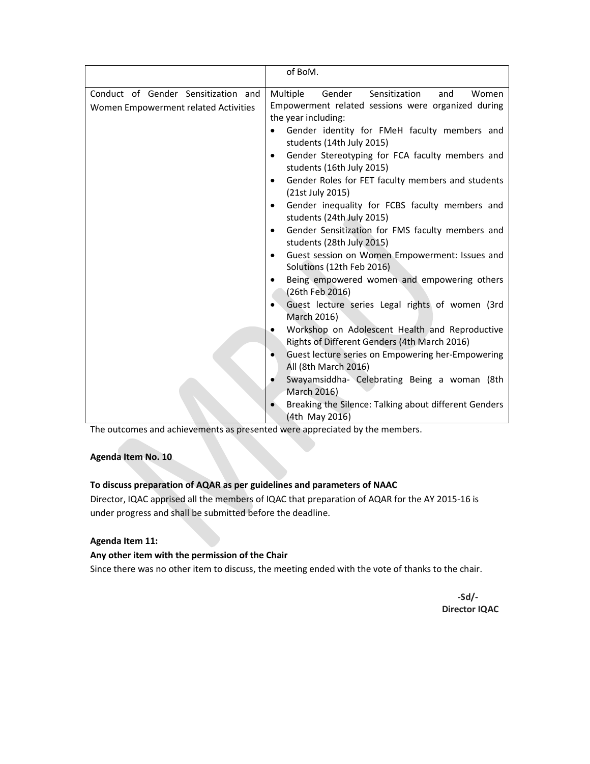|  | of BoM. |
| --- | --- |
| Conduct of Gender Sensitization and Women Empowerment related Activities | Multiple Gender Sensitization and Women Empowerment related sessions were organized during the year including:<br>• Gender identity for FMeH faculty members and students (14th July 2015)<br>• Gender Stereotyping for FCA faculty members and students (16th July 2015)<br>• Gender Roles for FET faculty members and students (21st July 2015)<br>• Gender inequality for FCBS faculty members and students (24th July 2015)<br>• Gender Sensitization for FMS faculty members and students (28th July 2015)<br>• Guest session on Women Empowerment: Issues and Solutions (12th Feb 2016)<br>• Being empowered women and empowering others (26th Feb 2016)<br>• Guest lecture series Legal rights of women (3rd March 2016)<br>• Workshop on Adolescent Health and Reproductive Rights of Different Genders (4th March 2016)<br>• Guest lecture series on Empowering her-Empowering All (8th March 2016)<br>• Swayamsiddha- Celebrating Being a woman (8th March 2016)<br>• Breaking the Silence: Talking about different Genders (4th May 2016) |

The outcomes and achievements as presented were appreciated by the members.

**Agenda Item No. 10**

**To discuss preparation of AQAR as per guidelines and parameters of NAAC**

Director, IQAC apprised all the members of IQAC that preparation of AQAR for the AY 2015-16 is under progress and shall be submitted before the deadline.

**Agenda Item 11:**

**Any other item with the permission of the Chair**

Since there was no other item to discuss, the meeting ended with the vote of thanks to the chair.

**-Sd/-**
**Director IQAC**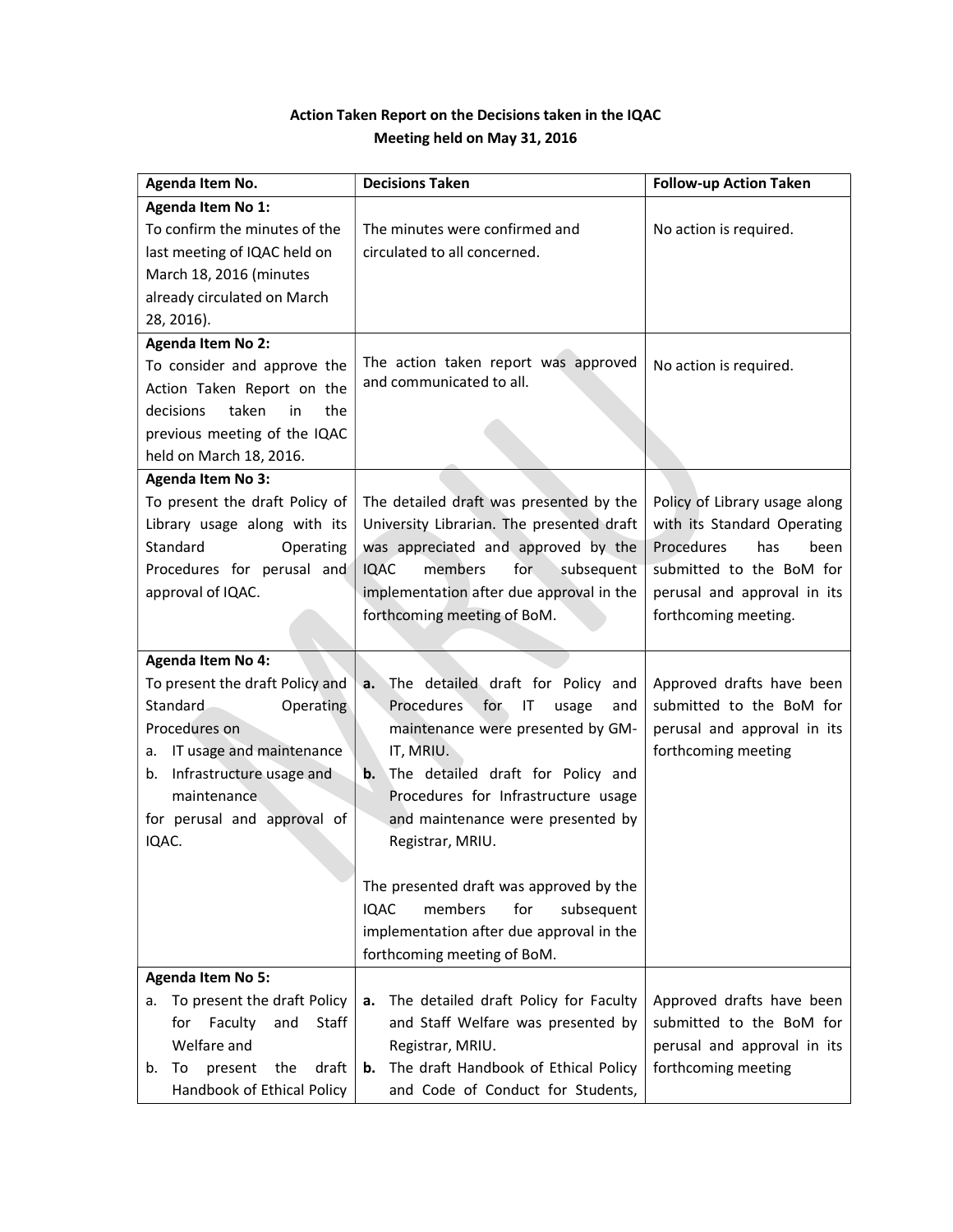**Action Taken Report on the Decisions taken in the IQAC Meeting held on May 31, 2016**

| Agenda Item No. | Decisions Taken | Follow-up Action Taken |
|---|---|---|
| **Agenda Item No 1:** To confirm the minutes of the last meeting of IQAC held on March 18, 2016 (minutes already circulated on March 28, 2016). | The minutes were confirmed and circulated to all concerned. | No action is required. |
| **Agenda Item No 2:** To consider and approve the Action Taken Report on the decisions taken in the previous meeting of the IQAC held on March 18, 2016. | The action taken report was approved and communicated to all. | No action is required. |
| **Agenda Item No 3:** To present the draft Policy of Library usage along with its Standard Operating Procedures for perusal and approval of IQAC. | The detailed draft was presented by the University Librarian. The presented draft was appreciated and approved by the IQAC members for subsequent implementation after due approval in the forthcoming meeting of BoM. | Policy of Library usage along with its Standard Operating Procedures has been submitted to the BoM for perusal and approval in its forthcoming meeting. |
| **Agenda Item No 4:** To present the draft Policy and Standard Operating Procedures on<br>a. IT usage and maintenance<br>b. Infrastructure usage and maintenance<br>for perusal and approval of IQAC. | **a.** The detailed draft for Policy and Procedures for IT usage and maintenance were presented by GM-IT, MRIU.<br>**b.** The detailed draft for Policy and Procedures for Infrastructure usage and maintenance were presented by Registrar, MRIU.<br><br>The presented draft was approved by the IQAC members for subsequent implementation after due approval in the forthcoming meeting of BoM. | Approved drafts have been submitted to the BoM for perusal and approval in its forthcoming meeting |
| **Agenda Item No 5:**<br>a. To present the draft Policy for Faculty and Staff Welfare and<br>b. To present the draft Handbook of Ethical Policy | **a.** The detailed draft Policy for Faculty and Staff Welfare was presented by Registrar, MRIU.<br>**b.** The draft Handbook of Ethical Policy and Code of Conduct for Students, | Approved drafts have been submitted to the BoM for perusal and approval in its forthcoming meeting |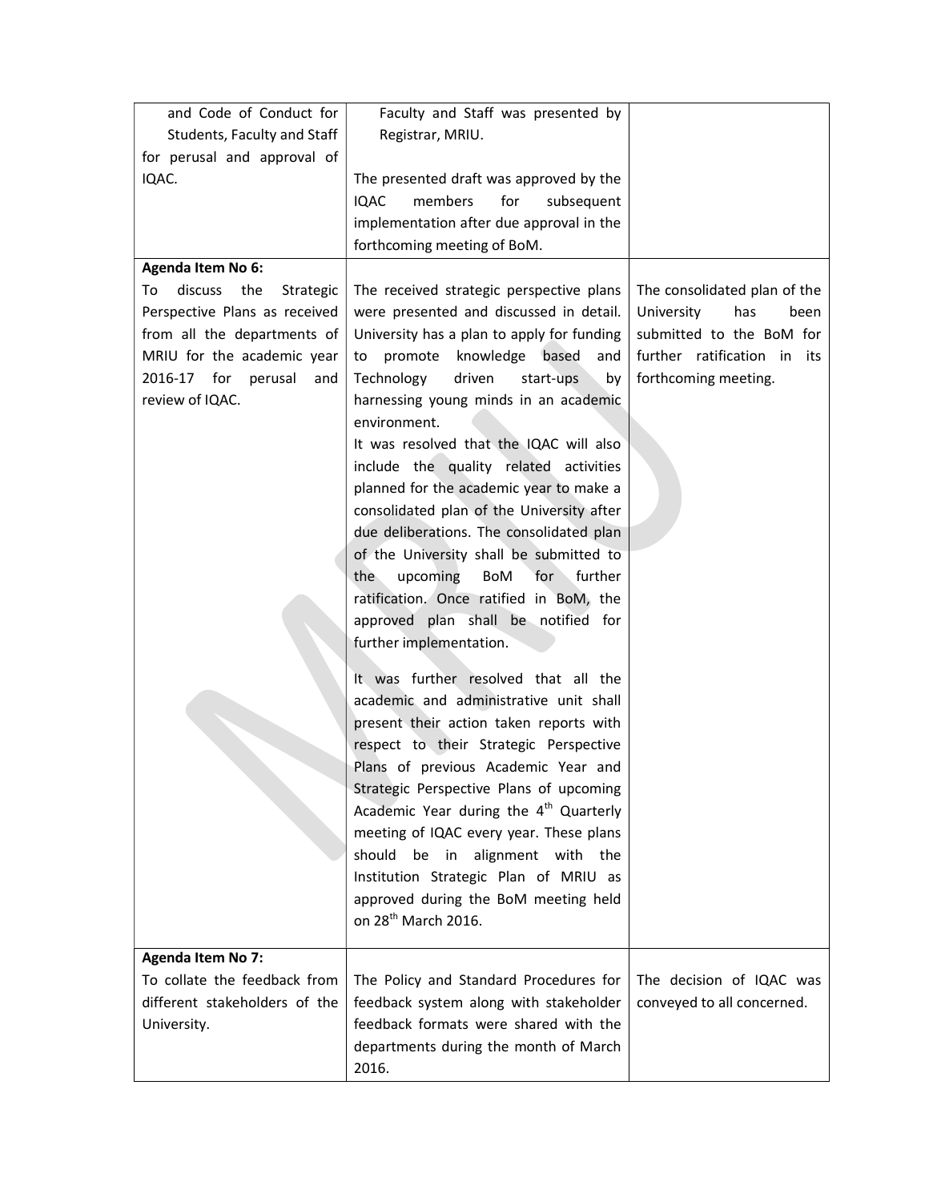| | | |
|---|---|---|
| and Code of Conduct for Students, Faculty and Staff for perusal and approval of IQAC. | Faculty and Staff was presented by Registrar, MRIU.<br><br>The presented draft was approved by the IQAC members for subsequent implementation after due approval in the forthcoming meeting of BoM. | |
| **Agenda Item No 6:**<br>To discuss the Strategic Perspective Plans as received from all the departments of MRIU for the academic year 2016-17 for perusal and review of IQAC. | The received strategic perspective plans were presented and discussed in detail. University has a plan to apply for funding to promote knowledge based and Technology driven start-ups by harnessing young minds in an academic environment.<br>It was resolved that the IQAC will also include the quality related activities planned for the academic year to make a consolidated plan of the University after due deliberations. The consolidated plan of the University shall be submitted to the upcoming BoM for further ratification. Once ratified in BoM, the approved plan shall be notified for further implementation.<br><br>It was further resolved that all the academic and administrative unit shall present their action taken reports with respect to their Strategic Perspective Plans of previous Academic Year and Strategic Perspective Plans of upcoming Academic Year during the 4th Quarterly meeting of IQAC every year. These plans should be in alignment with the Institution Strategic Plan of MRIU as approved during the BoM meeting held on 28th March 2016. | The consolidated plan of the University has been submitted to the BoM for further ratification in its forthcoming meeting. |
| **Agenda Item No 7:**<br>To collate the feedback from different stakeholders of the University. | The Policy and Standard Procedures for feedback system along with stakeholder feedback formats were shared with the departments during the month of March 2016. | The decision of IQAC was conveyed to all concerned. |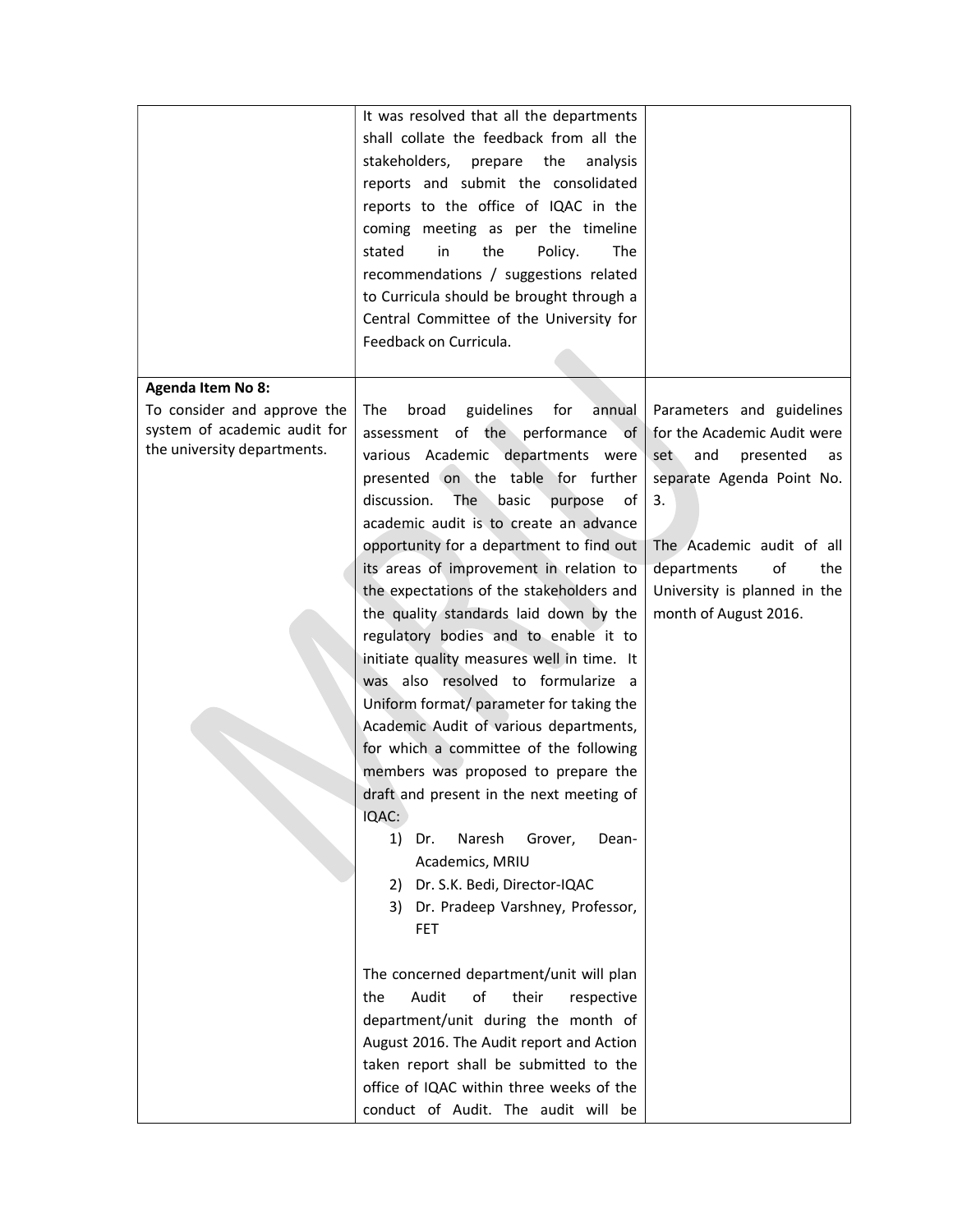| | | |
|---|---|---|
| | It was resolved that all the departments shall collate the feedback from all the stakeholders, prepare the analysis reports and submit the consolidated reports to the office of IQAC in the coming meeting as per the timeline stated in the Policy. The recommendations / suggestions related to Curricula should be brought through a Central Committee of the University for Feedback on Curricula. | |
| **Agenda Item No 8:** To consider and approve the system of academic audit for the university departments. | The broad guidelines for annual assessment of the performance of various Academic departments were presented on the table for further discussion. The basic purpose of academic audit is to create an advance opportunity for a department to find out its areas of improvement in relation to the expectations of the stakeholders and the quality standards laid down by the regulatory bodies and to enable it to initiate quality measures well in time. It was also resolved to formularize a Uniform format/ parameter for taking the Academic Audit of various departments, for which a committee of the following members was proposed to prepare the draft and present in the next meeting of IQAC:<br>1) Dr. Naresh Grover, Dean-Academics, MRIU<br>2) Dr. S.K. Bedi, Director-IQAC<br>3) Dr. Pradeep Varshney, Professor, FET<br><br>The concerned department/unit will plan the Audit of their respective department/unit during the month of August 2016. The Audit report and Action taken report shall be submitted to the office of IQAC within three weeks of the conduct of Audit. The audit will be | Parameters and guidelines for the Academic Audit were set and presented as separate Agenda Point No. 3.<br><br>The Academic audit of all departments of the University is planned in the month of August 2016. |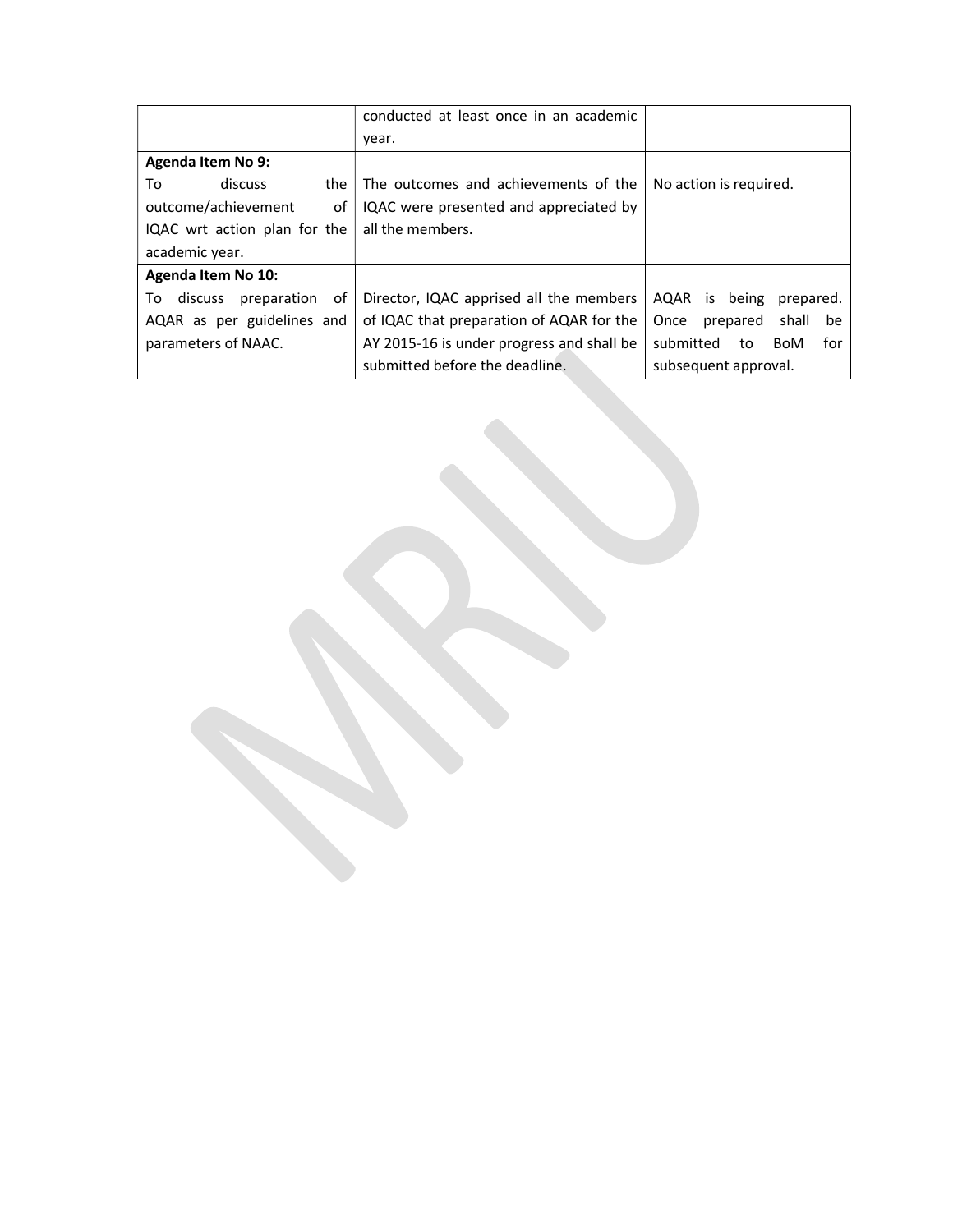| | | |
|---|---|---|
| | conducted at least once in an academic year. | |
| **Agenda Item No 9:** To discuss the outcome/achievement of IQAC wrt action plan for the academic year. | The outcomes and achievements of the IQAC were presented and appreciated by all the members. | No action is required. |
| **Agenda Item No 10:** To discuss preparation of AQAR as per guidelines and parameters of NAAC. | Director, IQAC apprised all the members of IQAC that preparation of AQAR for the AY 2015-16 is under progress and shall be submitted before the deadline. | AQAR is being prepared. Once prepared shall be submitted to BoM for subsequent approval. |